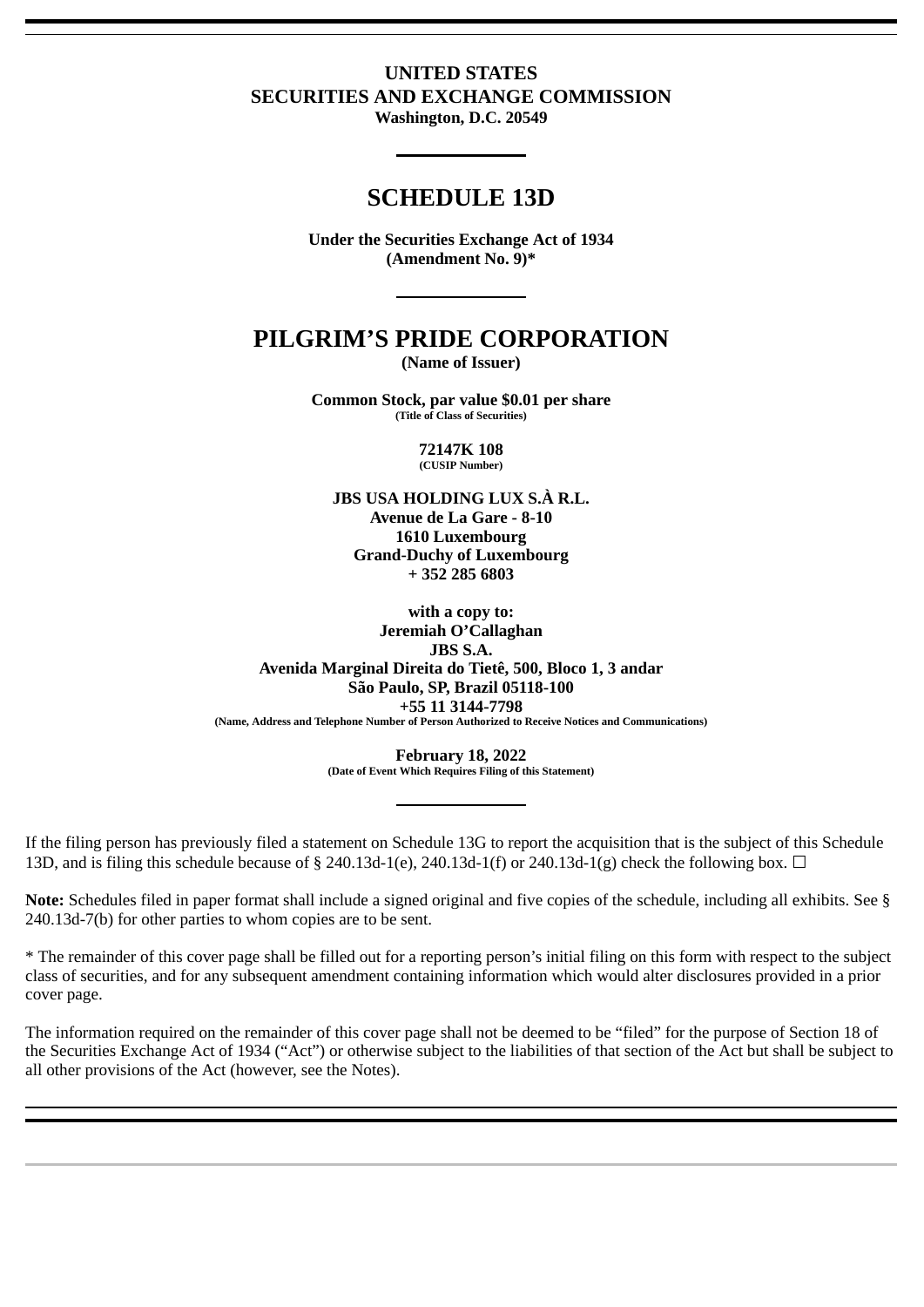**UNITED STATES**
**SECURITIES AND EXCHANGE COMMISSION**
**Washington, D.C. 20549**

# SCHEDULE 13D

**Under the Securities Exchange Act of 1934**
**(Amendment No. 9)***

# PILGRIM'S PRIDE CORPORATION

**(Name of Issuer)**

**Common Stock, par value $0.01 per share**
**(Title of Class of Securities)**

**72147K 108**
**(CUSIP Number)**

**JBS USA HOLDING LUX S.À R.L.**
**Avenue de La Gare - 8-10**
**1610 Luxembourg**
**Grand-Duchy of Luxembourg**
**+ 352 285 6803**

**with a copy to:**
**Jeremiah O'Callaghan**
**JBS S.A.**
**Avenida Marginal Direita do Tietê, 500, Bloco 1, 3 andar**
**São Paulo, SP, Brazil 05118-100**
**+55 11 3144-7798**
**(Name, Address and Telephone Number of Person Authorized to Receive Notices and Communications)**

**February 18, 2022**
**(Date of Event Which Requires Filing of this Statement)**

If the filing person has previously filed a statement on Schedule 13G to report the acquisition that is the subject of this Schedule 13D, and is filing this schedule because of § 240.13d-1(e), 240.13d-1(f) or 240.13d-1(g) check the following box. ☐

**Note:** Schedules filed in paper format shall include a signed original and five copies of the schedule, including all exhibits. See § 240.13d-7(b) for other parties to whom copies are to be sent.

* The remainder of this cover page shall be filled out for a reporting person's initial filing on this form with respect to the subject class of securities, and for any subsequent amendment containing information which would alter disclosures provided in a prior cover page.

The information required on the remainder of this cover page shall not be deemed to be "filed" for the purpose of Section 18 of the Securities Exchange Act of 1934 ("Act") or otherwise subject to the liabilities of that section of the Act but shall be subject to all other provisions of the Act (however, see the Notes).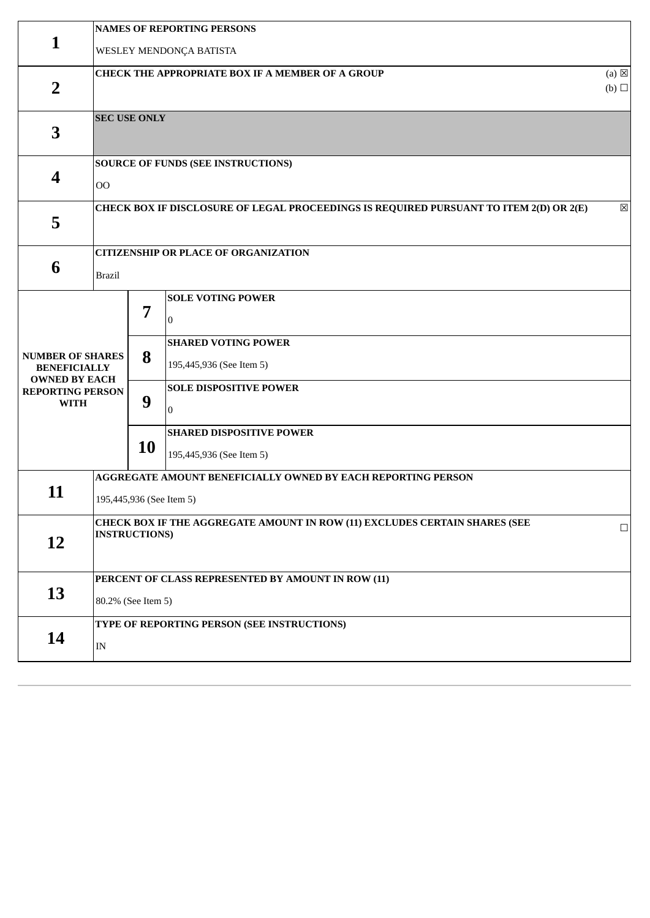| | | | |
|---|---|---|---|
| **1** | **NAMES OF REPORTING PERSONS**<br><br>WESLEY MENDONÇA BATISTA | | |
| **2** | **CHECK THE APPROPRIATE BOX IF A MEMBER OF A GROUP** (a) ☒ (b) ☐ | | |
| **3** | **SEC USE ONLY** | | |
| **4** | **SOURCE OF FUNDS (SEE INSTRUCTIONS)**<br><br>OO | | |
| **5** | **CHECK BOX IF DISCLOSURE OF LEGAL PROCEEDINGS IS REQUIRED PURSUANT TO ITEM 2(D) OR 2(E)** ☒ | | |
| **6** | **CITIZENSHIP OR PLACE OF ORGANIZATION**<br><br>Brazil | | |
| **NUMBER OF SHARES BENEFICIALLY OWNED BY EACH REPORTING PERSON WITH** | | **7** | **SOLE VOTING POWER**<br><br>0 |
| | | **8** | **SHARED VOTING POWER**<br><br>195,445,936 (See Item 5) |
| | | **9** | **SOLE DISPOSITIVE POWER**<br><br>0 |
| | | **10** | **SHARED DISPOSITIVE POWER**<br><br>195,445,936 (See Item 5) |
| **11** | **AGGREGATE AMOUNT BENEFICIALLY OWNED BY EACH REPORTING PERSON**<br><br>195,445,936 (See Item 5) | | |
| **12** | **CHECK BOX IF THE AGGREGATE AMOUNT IN ROW (11) EXCLUDES CERTAIN SHARES (SEE INSTRUCTIONS)** ☐ | | |
| **13** | **PERCENT OF CLASS REPRESENTED BY AMOUNT IN ROW (11)**<br><br>80.2% (See Item 5) | | |
| **14** | **TYPE OF REPORTING PERSON (SEE INSTRUCTIONS)**<br><br>IN | | |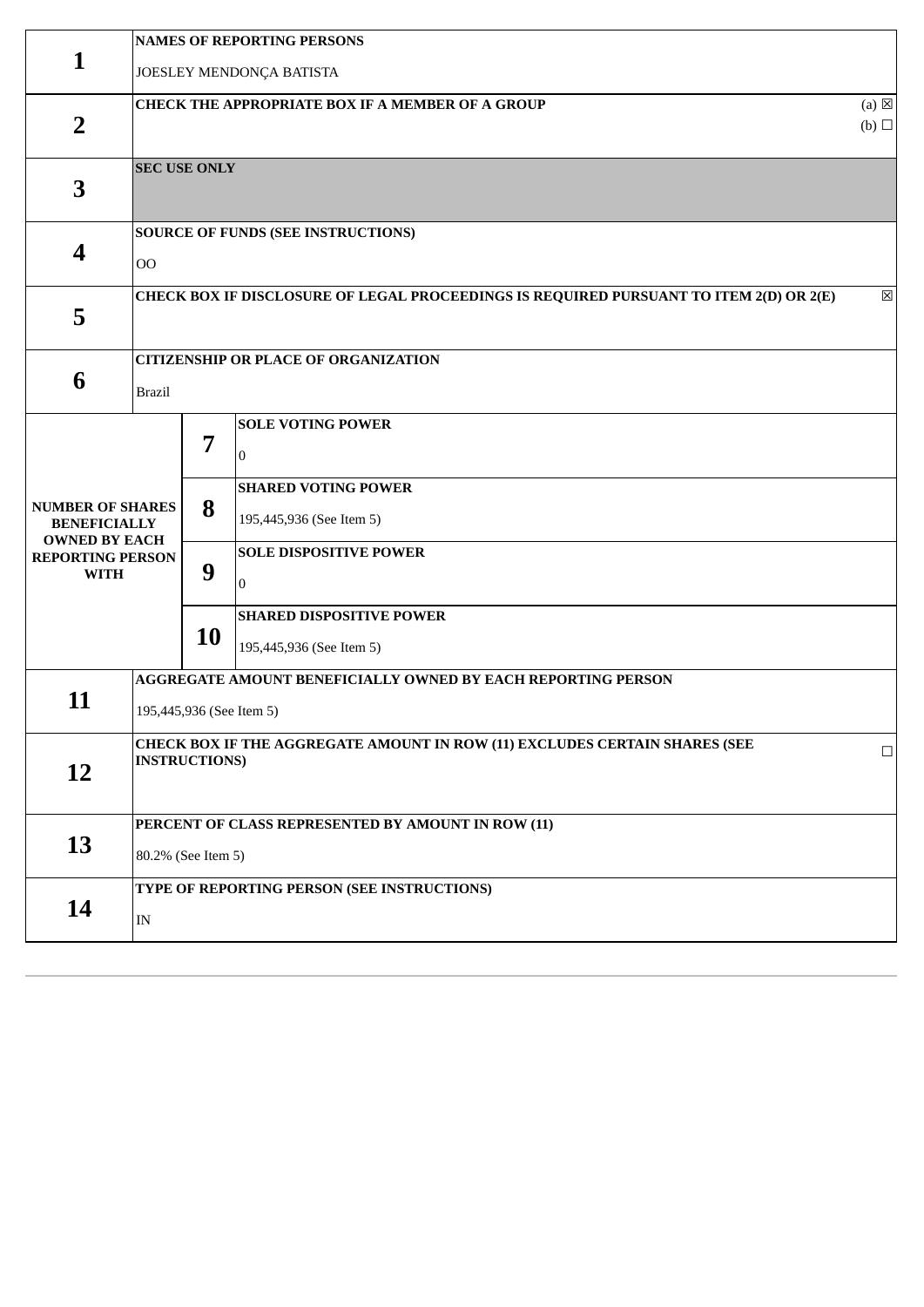| | | | |
|---|---|---|---|
| **1** | **NAMES OF REPORTING PERSONS**<br><br>JOESLEY MENDONÇA BATISTA | | |
| **2** | **CHECK THE APPROPRIATE BOX IF A MEMBER OF A GROUP** (a) ☒ (b) ☐ | | |
| **3** | **SEC USE ONLY** | | |
| **4** | **SOURCE OF FUNDS (SEE INSTRUCTIONS)**<br><br>OO | | |
| **5** | **CHECK BOX IF DISCLOSURE OF LEGAL PROCEEDINGS IS REQUIRED PURSUANT TO ITEM 2(D) OR 2(E)** ☒ | | |
| **6** | **CITIZENSHIP OR PLACE OF ORGANIZATION**<br><br>Brazil | | |
| **NUMBER OF SHARES BENEFICIALLY OWNED BY EACH REPORTING PERSON WITH** | **7** | **SOLE VOTING POWER**<br><br>0 | |
| | **8** | **SHARED VOTING POWER**<br><br>195,445,936 (See Item 5) | |
| | **9** | **SOLE DISPOSITIVE POWER**<br><br>0 | |
| | **10** | **SHARED DISPOSITIVE POWER**<br><br>195,445,936 (See Item 5) | |
| **11** | **AGGREGATE AMOUNT BENEFICIALLY OWNED BY EACH REPORTING PERSON**<br><br>195,445,936 (See Item 5) | | |
| **12** | **CHECK BOX IF THE AGGREGATE AMOUNT IN ROW (11) EXCLUDES CERTAIN SHARES (SEE INSTRUCTIONS)** ☐ | | |
| **13** | **PERCENT OF CLASS REPRESENTED BY AMOUNT IN ROW (11)**<br><br>80.2% (See Item 5) | | |
| **14** | **TYPE OF REPORTING PERSON (SEE INSTRUCTIONS)**<br><br>IN | | |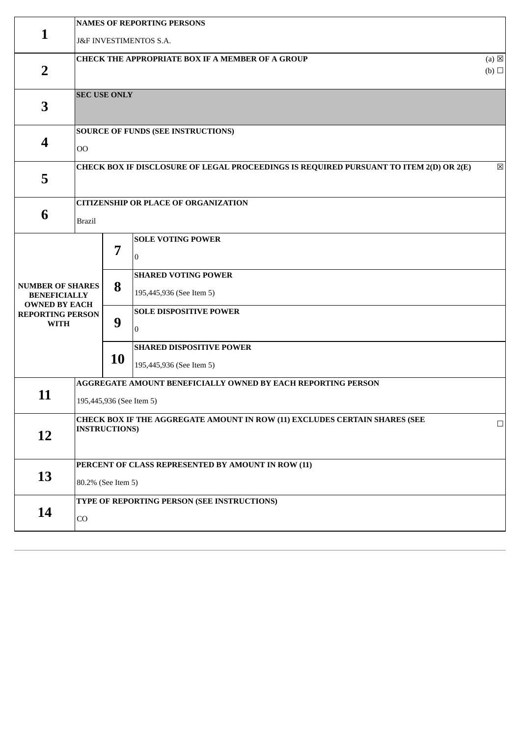| | | | |
|---|---|---|---|
| **1** | **NAMES OF REPORTING PERSONS**<br><br>J&F INVESTIMENTOS S.A. | | |
| **2** | **CHECK THE APPROPRIATE BOX IF A MEMBER OF A GROUP** (a) ☒ (b) ☐ | | |
| **3** | **SEC USE ONLY** | | |
| **4** | **SOURCE OF FUNDS (SEE INSTRUCTIONS)**<br><br>OO | | |
| **5** | **CHECK BOX IF DISCLOSURE OF LEGAL PROCEEDINGS IS REQUIRED PURSUANT TO ITEM 2(D) OR 2(E)** ☒ | | |
| **6** | **CITIZENSHIP OR PLACE OF ORGANIZATION**<br><br>Brazil | | |
| **NUMBER OF SHARES BENEFICIALLY OWNED BY EACH REPORTING PERSON WITH** | **7** | **SOLE VOTING POWER**<br><br>0 | |
| | **8** | **SHARED VOTING POWER**<br><br>195,445,936 (See Item 5) | |
| | **9** | **SOLE DISPOSITIVE POWER**<br><br>0 | |
| | **10** | **SHARED DISPOSITIVE POWER**<br><br>195,445,936 (See Item 5) | |
| **11** | **AGGREGATE AMOUNT BENEFICIALLY OWNED BY EACH REPORTING PERSON**<br><br>195,445,936 (See Item 5) | | |
| **12** | **CHECK BOX IF THE AGGREGATE AMOUNT IN ROW (11) EXCLUDES CERTAIN SHARES (SEE INSTRUCTIONS)** ☐ | | |
| **13** | **PERCENT OF CLASS REPRESENTED BY AMOUNT IN ROW (11)**<br><br>80.2% (See Item 5) | | |
| **14** | **TYPE OF REPORTING PERSON (SEE INSTRUCTIONS)**<br><br>CO | | |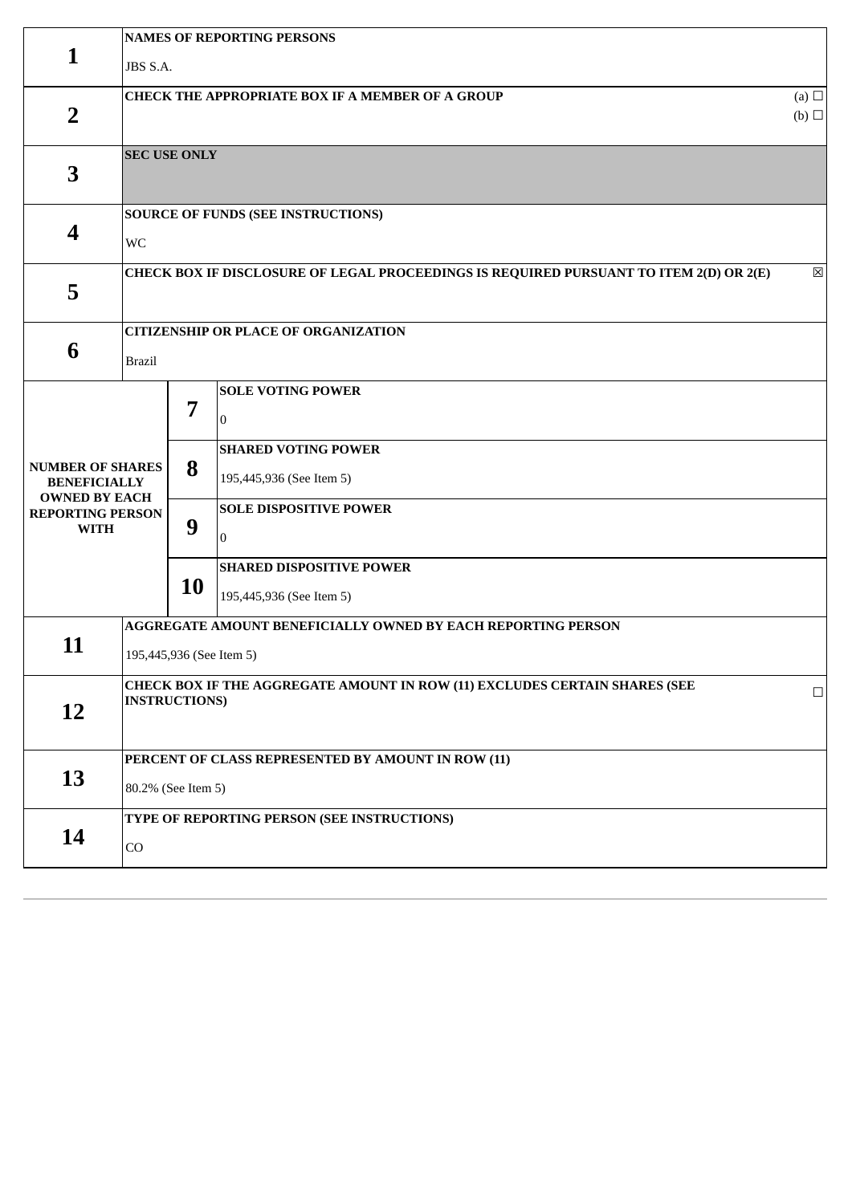| | | | |
|---|---|---|---|
| **1** | **NAMES OF REPORTING PERSONS**<br><br>JBS S.A. | | |
| **2** | **CHECK THE APPROPRIATE BOX IF A MEMBER OF A GROUP** (a) ☐ (b) ☐ | | |
| **3** | **SEC USE ONLY** | | |
| **4** | **SOURCE OF FUNDS (SEE INSTRUCTIONS)**<br><br>WC | | |
| **5** | **CHECK BOX IF DISCLOSURE OF LEGAL PROCEEDINGS IS REQUIRED PURSUANT TO ITEM 2(D) OR 2(E)** ☒ | | |
| **6** | **CITIZENSHIP OR PLACE OF ORGANIZATION**<br><br>Brazil | | |
| **NUMBER OF SHARES BENEFICIALLY OWNED BY EACH REPORTING PERSON WITH** | | **7** | **SOLE VOTING POWER**<br><br>0 |
| | | **8** | **SHARED VOTING POWER**<br><br>195,445,936 (See Item 5) |
| | | **9** | **SOLE DISPOSITIVE POWER**<br><br>0 |
| | | **10** | **SHARED DISPOSITIVE POWER**<br><br>195,445,936 (See Item 5) |
| **11** | **AGGREGATE AMOUNT BENEFICIALLY OWNED BY EACH REPORTING PERSON**<br><br>195,445,936 (See Item 5) | | |
| **12** | **CHECK BOX IF THE AGGREGATE AMOUNT IN ROW (11) EXCLUDES CERTAIN SHARES (SEE INSTRUCTIONS)** ☐ | | |
| **13** | **PERCENT OF CLASS REPRESENTED BY AMOUNT IN ROW (11)**<br><br>80.2% (See Item 5) | | |
| **14** | **TYPE OF REPORTING PERSON (SEE INSTRUCTIONS)**<br><br>CO | | |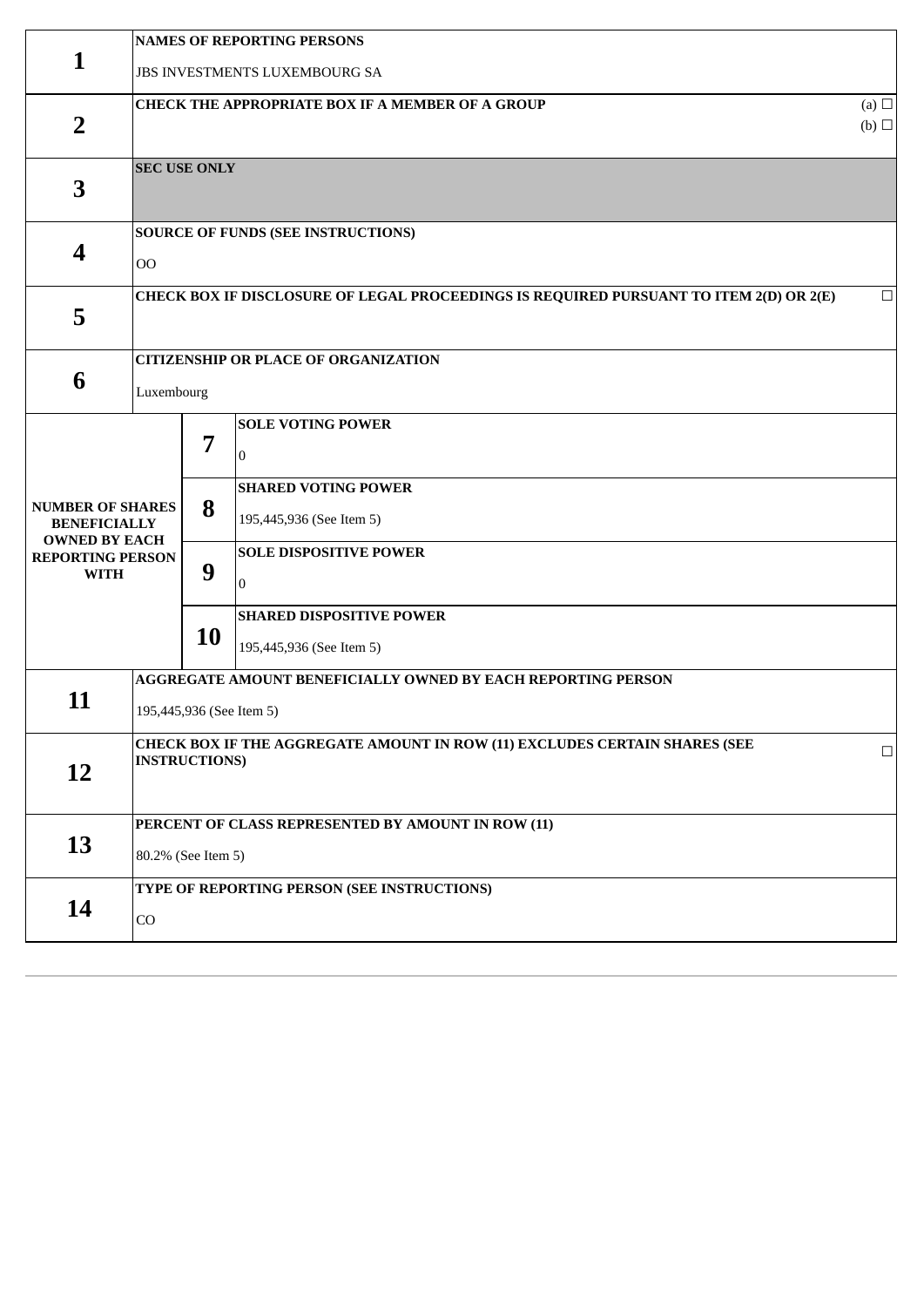| | | | |
|---|---|---|---|
| **1** | **NAMES OF REPORTING PERSONS**<br><br>JBS INVESTMENTS LUXEMBOURG SA | | |
| **2** | **CHECK THE APPROPRIATE BOX IF A MEMBER OF A GROUP** (a) ☐ (b) ☐ | | |
| **3** | **SEC USE ONLY** | | |
| **4** | **SOURCE OF FUNDS (SEE INSTRUCTIONS)**<br><br>OO | | |
| **5** | **CHECK BOX IF DISCLOSURE OF LEGAL PROCEEDINGS IS REQUIRED PURSUANT TO ITEM 2(D) OR 2(E)** ☐ | | |
| **6** | **CITIZENSHIP OR PLACE OF ORGANIZATION**<br><br>Luxembourg | | |
| **NUMBER OF SHARES BENEFICIALLY OWNED BY EACH REPORTING PERSON WITH** | **7** | **SOLE VOTING POWER**<br><br>0 | |
| | **8** | **SHARED VOTING POWER**<br><br>195,445,936 (See Item 5) | |
| | **9** | **SOLE DISPOSITIVE POWER**<br><br>0 | |
| | **10** | **SHARED DISPOSITIVE POWER**<br><br>195,445,936 (See Item 5) | |
| **11** | **AGGREGATE AMOUNT BENEFICIALLY OWNED BY EACH REPORTING PERSON**<br><br>195,445,936 (See Item 5) | | |
| **12** | **CHECK BOX IF THE AGGREGATE AMOUNT IN ROW (11) EXCLUDES CERTAIN SHARES (SEE INSTRUCTIONS)** ☐ | | |
| **13** | **PERCENT OF CLASS REPRESENTED BY AMOUNT IN ROW (11)**<br><br>80.2% (See Item 5) | | |
| **14** | **TYPE OF REPORTING PERSON (SEE INSTRUCTIONS)**<br><br>CO | | |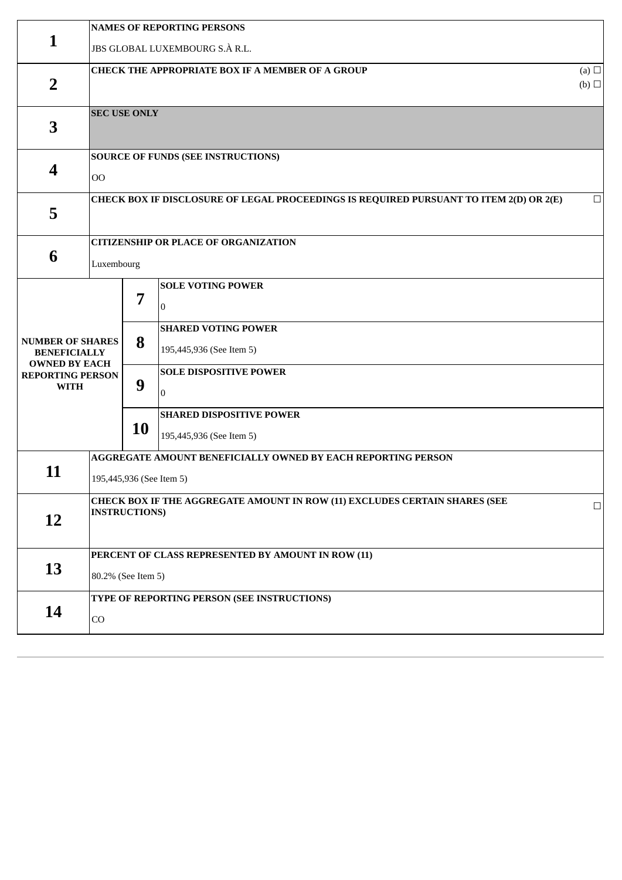| | | | |
|---|---|---|---|
| **1** | **NAMES OF REPORTING PERSONS**<br><br>JBS GLOBAL LUXEMBOURG S.À R.L. | | |
| **2** | **CHECK THE APPROPRIATE BOX IF A MEMBER OF A GROUP** (a) ☐ (b) ☐ | | |
| **3** | **SEC USE ONLY** | | |
| **4** | **SOURCE OF FUNDS (SEE INSTRUCTIONS)**<br><br>OO | | |
| **5** | **CHECK BOX IF DISCLOSURE OF LEGAL PROCEEDINGS IS REQUIRED PURSUANT TO ITEM 2(D) OR 2(E)** ☐ | | |
| **6** | **CITIZENSHIP OR PLACE OF ORGANIZATION**<br><br>Luxembourg | | |
| **NUMBER OF SHARES BENEFICIALLY OWNED BY EACH REPORTING PERSON WITH** | **7** | **SOLE VOTING POWER**<br><br>0 | |
| | **8** | **SHARED VOTING POWER**<br><br>195,445,936 (See Item 5) | |
| | **9** | **SOLE DISPOSITIVE POWER**<br><br>0 | |
| | **10** | **SHARED DISPOSITIVE POWER**<br><br>195,445,936 (See Item 5) | |
| **11** | **AGGREGATE AMOUNT BENEFICIALLY OWNED BY EACH REPORTING PERSON**<br><br>195,445,936 (See Item 5) | | |
| **12** | **CHECK BOX IF THE AGGREGATE AMOUNT IN ROW (11) EXCLUDES CERTAIN SHARES (SEE INSTRUCTIONS)** ☐ | | |
| **13** | **PERCENT OF CLASS REPRESENTED BY AMOUNT IN ROW (11)**<br><br>80.2% (See Item 5) | | |
| **14** | **TYPE OF REPORTING PERSON (SEE INSTRUCTIONS)**<br><br>CO | | |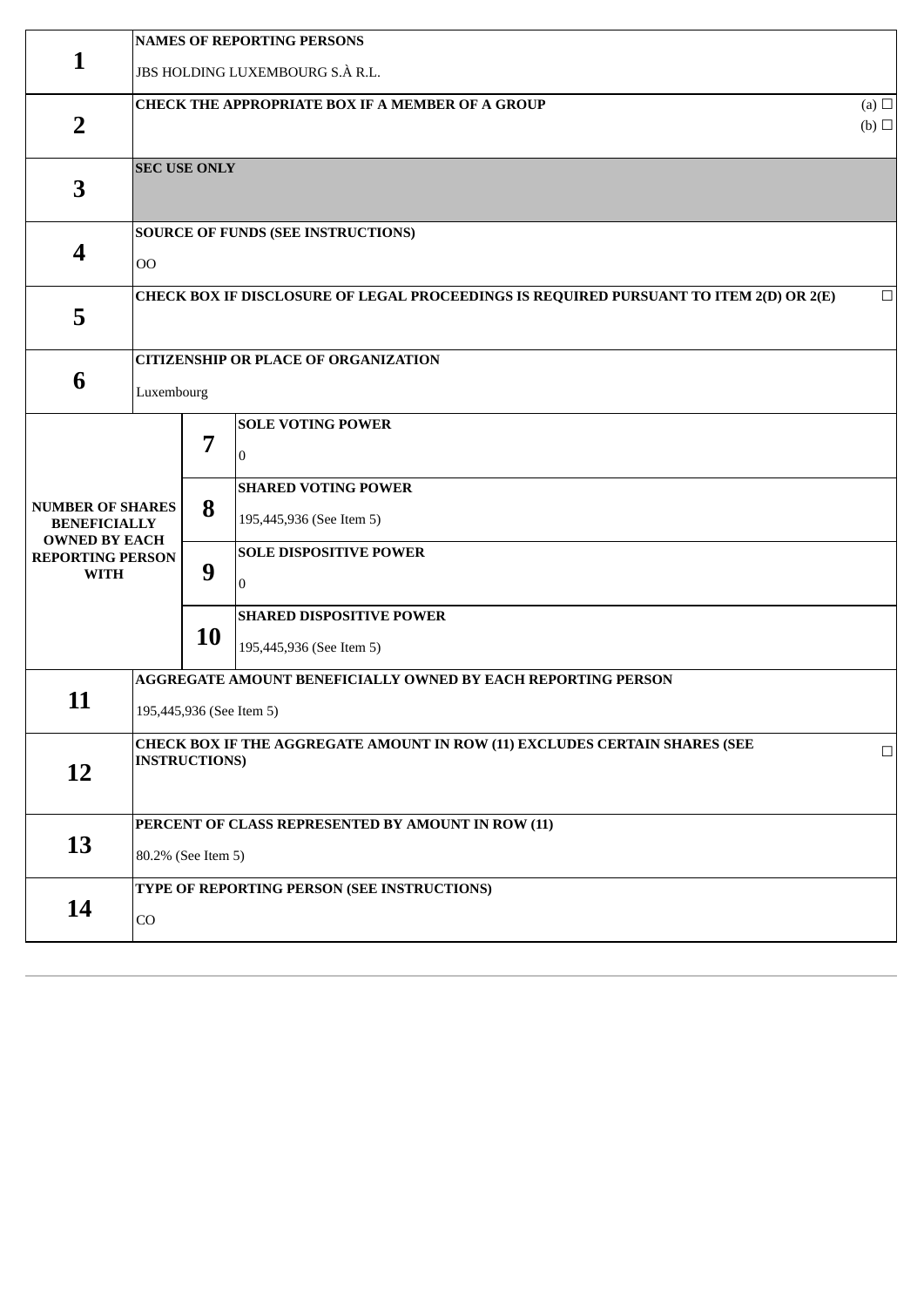| | | | |
|---|---|---|---|
| 1 | NAMES OF REPORTING PERSONS<br><br>JBS HOLDING LUXEMBOURG S.À R.L. | | |
| 2 | CHECK THE APPROPRIATE BOX IF A MEMBER OF A GROUP (a) ☐ (b) ☐ | | |
| 3 | SEC USE ONLY | | |
| 4 | SOURCE OF FUNDS (SEE INSTRUCTIONS)<br><br>OO | | |
| 5 | CHECK BOX IF DISCLOSURE OF LEGAL PROCEEDINGS IS REQUIRED PURSUANT TO ITEM 2(D) OR 2(E) ☐ | | |
| 6 | CITIZENSHIP OR PLACE OF ORGANIZATION<br><br>Luxembourg | | |
| NUMBER OF SHARES BENEFICIALLY OWNED BY EACH REPORTING PERSON WITH | | 7 | SOLE VOTING POWER<br><br>0 |
| | | 8 | SHARED VOTING POWER<br><br>195,445,936 (See Item 5) |
| | | 9 | SOLE DISPOSITIVE POWER<br><br>0 |
| | | 10 | SHARED DISPOSITIVE POWER<br><br>195,445,936 (See Item 5) |
| 11 | AGGREGATE AMOUNT BENEFICIALLY OWNED BY EACH REPORTING PERSON<br><br>195,445,936 (See Item 5) | | |
| 12 | CHECK BOX IF THE AGGREGATE AMOUNT IN ROW (11) EXCLUDES CERTAIN SHARES (SEE INSTRUCTIONS) ☐ | | |
| 13 | PERCENT OF CLASS REPRESENTED BY AMOUNT IN ROW (11)<br><br>80.2% (See Item 5) | | |
| 14 | TYPE OF REPORTING PERSON (SEE INSTRUCTIONS)<br><br>CO | | |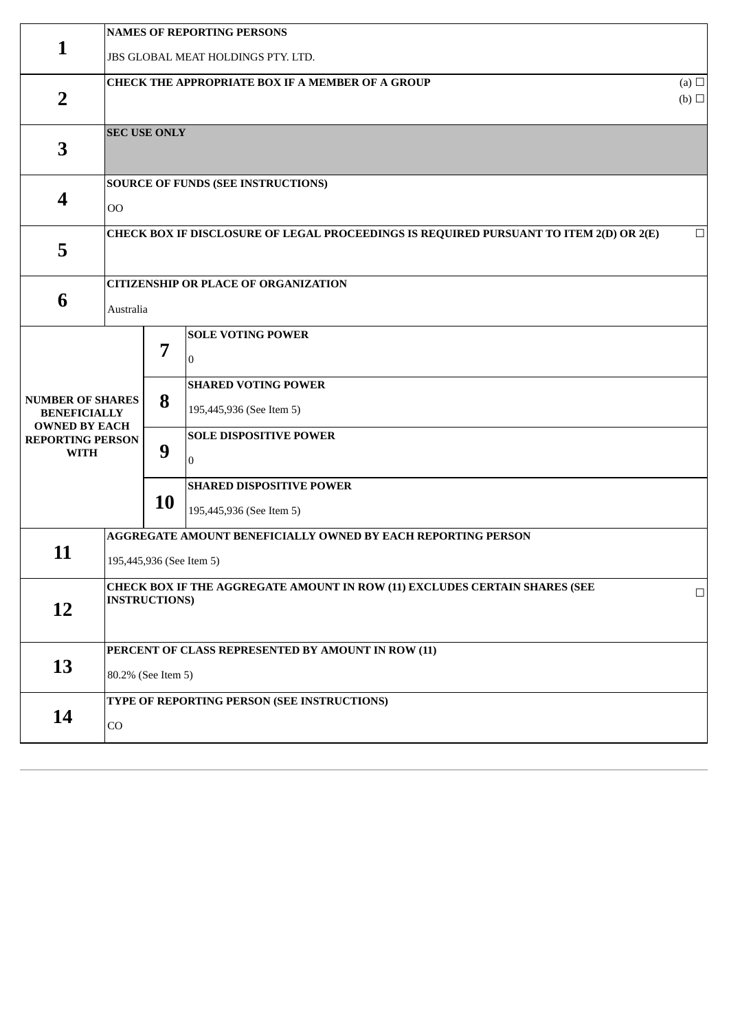| | | | |
|---|---|---|---|
| **1** | **NAMES OF REPORTING PERSONS**<br><br>JBS GLOBAL MEAT HOLDINGS PTY. LTD. | | |
| **2** | **CHECK THE APPROPRIATE BOX IF A MEMBER OF A GROUP** (a) ☐ (b) ☐ | | |
| **3** | **SEC USE ONLY** | | |
| **4** | **SOURCE OF FUNDS (SEE INSTRUCTIONS)**<br><br>OO | | |
| **5** | **CHECK BOX IF DISCLOSURE OF LEGAL PROCEEDINGS IS REQUIRED PURSUANT TO ITEM 2(D) OR 2(E)** ☐ | | |
| **6** | **CITIZENSHIP OR PLACE OF ORGANIZATION**<br><br>Australia | | |
| **NUMBER OF SHARES BENEFICIALLY OWNED BY EACH REPORTING PERSON WITH** | | **7** | **SOLE VOTING POWER**<br><br>0 |
| | | **8** | **SHARED VOTING POWER**<br><br>195,445,936 (See Item 5) |
| | | **9** | **SOLE DISPOSITIVE POWER**<br><br>0 |
| | | **10** | **SHARED DISPOSITIVE POWER**<br><br>195,445,936 (See Item 5) |
| **11** | **AGGREGATE AMOUNT BENEFICIALLY OWNED BY EACH REPORTING PERSON**<br><br>195,445,936 (See Item 5) | | |
| **12** | **CHECK BOX IF THE AGGREGATE AMOUNT IN ROW (11) EXCLUDES CERTAIN SHARES (SEE INSTRUCTIONS)** ☐ | | |
| **13** | **PERCENT OF CLASS REPRESENTED BY AMOUNT IN ROW (11)**<br><br>80.2% (See Item 5) | | |
| **14** | **TYPE OF REPORTING PERSON (SEE INSTRUCTIONS)**<br><br>CO | | |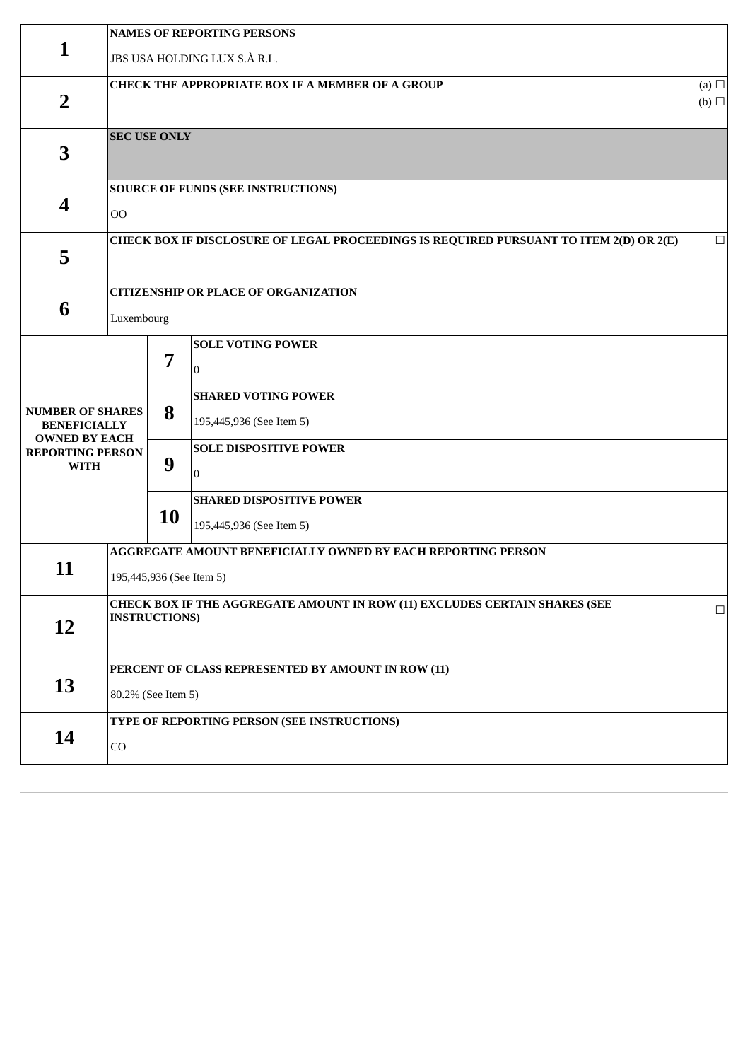| | | | |
|---|---|---|---|
| **1** | **NAMES OF REPORTING PERSONS**<br><br>JBS USA HOLDING LUX S.À R.L. | | |
| **2** | **CHECK THE APPROPRIATE BOX IF A MEMBER OF A GROUP** (a) ☐ (b) ☐ | | |
| **3** | **SEC USE ONLY** | | |
| **4** | **SOURCE OF FUNDS (SEE INSTRUCTIONS)**<br><br>OO | | |
| **5** | **CHECK BOX IF DISCLOSURE OF LEGAL PROCEEDINGS IS REQUIRED PURSUANT TO ITEM 2(D) OR 2(E)** ☐ | | |
| **6** | **CITIZENSHIP OR PLACE OF ORGANIZATION**<br><br>Luxembourg | | |
| **NUMBER OF SHARES BENEFICIALLY OWNED BY EACH REPORTING PERSON WITH** | | **7** | **SOLE VOTING POWER**<br><br>0 |
| | | **8** | **SHARED VOTING POWER**<br><br>195,445,936 (See Item 5) |
| | | **9** | **SOLE DISPOSITIVE POWER**<br><br>0 |
| | | **10** | **SHARED DISPOSITIVE POWER**<br><br>195,445,936 (See Item 5) |
| **11** | **AGGREGATE AMOUNT BENEFICIALLY OWNED BY EACH REPORTING PERSON**<br><br>195,445,936 (See Item 5) | | |
| **12** | **CHECK BOX IF THE AGGREGATE AMOUNT IN ROW (11) EXCLUDES CERTAIN SHARES (SEE INSTRUCTIONS)** ☐ | | |
| **13** | **PERCENT OF CLASS REPRESENTED BY AMOUNT IN ROW (11)**<br><br>80.2% (See Item 5) | | |
| **14** | **TYPE OF REPORTING PERSON (SEE INSTRUCTIONS)**<br><br>CO | | |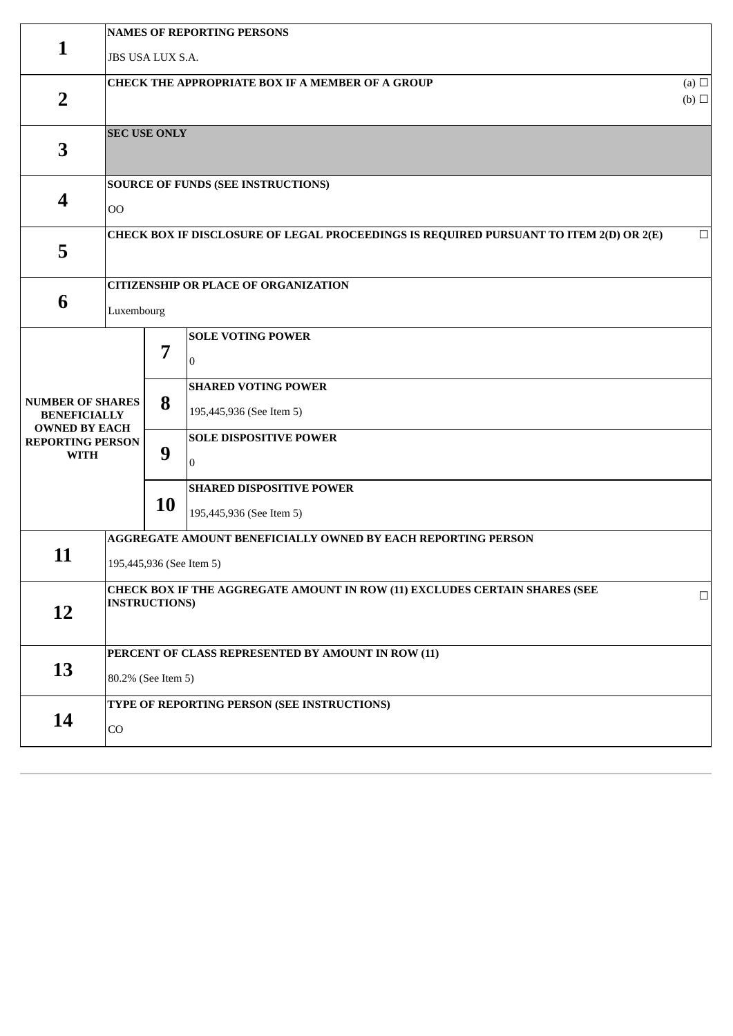| | | | |
|---|---|---|---|
| **1** | **NAMES OF REPORTING PERSONS**<br><br>JBS USA LUX S.A. | | |
| **2** | **CHECK THE APPROPRIATE BOX IF A MEMBER OF A GROUP** (a) ☐ (b) ☐ | | |
| **3** | **SEC USE ONLY** | | |
| **4** | **SOURCE OF FUNDS (SEE INSTRUCTIONS)**<br><br>OO | | |
| **5** | **CHECK BOX IF DISCLOSURE OF LEGAL PROCEEDINGS IS REQUIRED PURSUANT TO ITEM 2(D) OR 2(E)** ☐ | | |
| **6** | **CITIZENSHIP OR PLACE OF ORGANIZATION**<br><br>Luxembourg | | |
| **NUMBER OF SHARES BENEFICIALLY OWNED BY EACH REPORTING PERSON WITH** | **7** | **SOLE VOTING POWER**<br><br>0 | |
| | **8** | **SHARED VOTING POWER**<br><br>195,445,936 (See Item 5) | |
| | **9** | **SOLE DISPOSITIVE POWER**<br><br>0 | |
| | **10** | **SHARED DISPOSITIVE POWER**<br><br>195,445,936 (See Item 5) | |
| **11** | **AGGREGATE AMOUNT BENEFICIALLY OWNED BY EACH REPORTING PERSON**<br><br>195,445,936 (See Item 5) | | |
| **12** | **CHECK BOX IF THE AGGREGATE AMOUNT IN ROW (11) EXCLUDES CERTAIN SHARES (SEE INSTRUCTIONS)** ☐ | | |
| **13** | **PERCENT OF CLASS REPRESENTED BY AMOUNT IN ROW (11)**<br><br>80.2% (See Item 5) | | |
| **14** | **TYPE OF REPORTING PERSON (SEE INSTRUCTIONS)**<br><br>CO | | |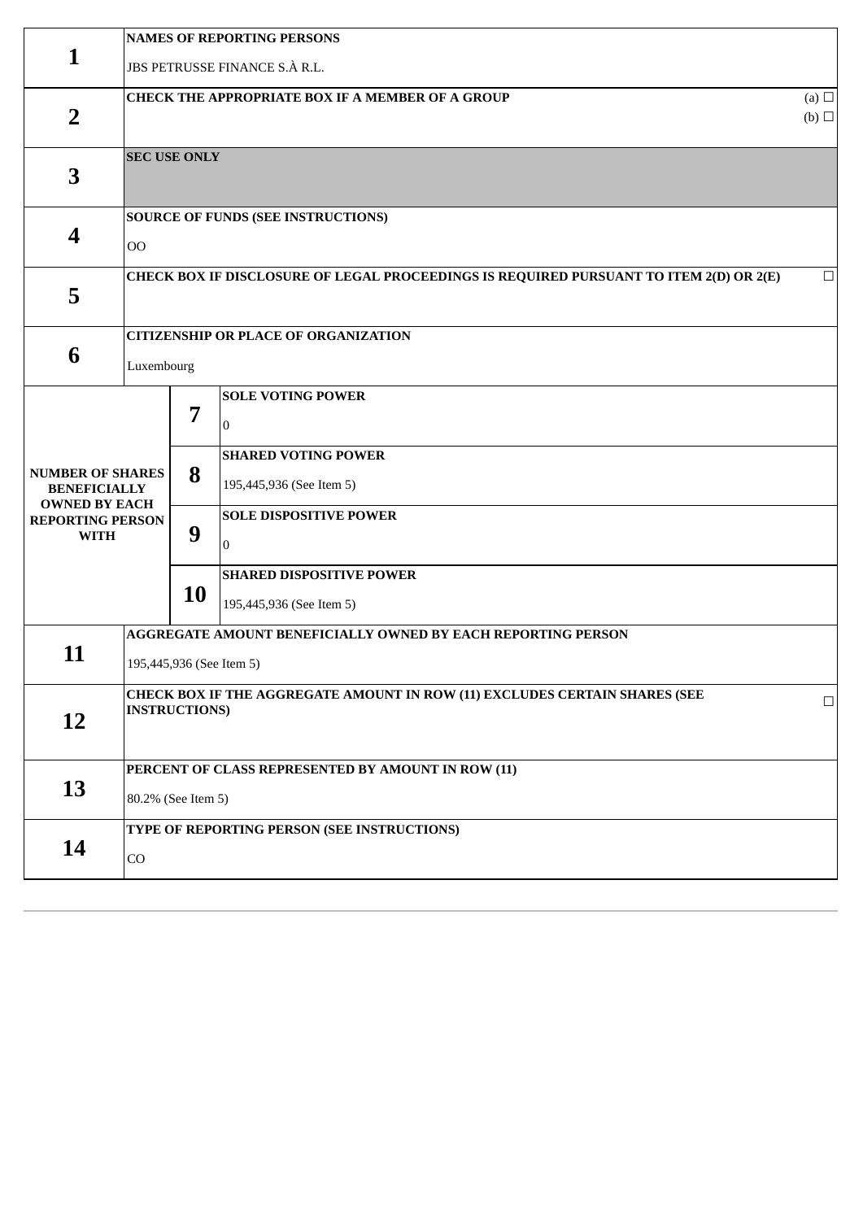| | | | |
|---|---|---|---|
| **1** | **NAMES OF REPORTING PERSONS**<br><br>JBS PETRUSSE FINANCE S.À R.L. | | |
| **2** | **CHECK THE APPROPRIATE BOX IF A MEMBER OF A GROUP** (a) ☐ (b) ☐ | | |
| **3** | **SEC USE ONLY** | | |
| **4** | **SOURCE OF FUNDS (SEE INSTRUCTIONS)**<br><br>OO | | |
| **5** | **CHECK BOX IF DISCLOSURE OF LEGAL PROCEEDINGS IS REQUIRED PURSUANT TO ITEM 2(D) OR 2(E)** ☐ | | |
| **6** | **CITIZENSHIP OR PLACE OF ORGANIZATION**<br><br>Luxembourg | | |
| **NUMBER OF SHARES BENEFICIALLY OWNED BY EACH REPORTING PERSON WITH** | **7** | **SOLE VOTING POWER**<br><br>0 | |
| | **8** | **SHARED VOTING POWER**<br><br>195,445,936 (See Item 5) | |
| | **9** | **SOLE DISPOSITIVE POWER**<br><br>0 | |
| | **10** | **SHARED DISPOSITIVE POWER**<br><br>195,445,936 (See Item 5) | |
| **11** | **AGGREGATE AMOUNT BENEFICIALLY OWNED BY EACH REPORTING PERSON**<br><br>195,445,936 (See Item 5) | | |
| **12** | **CHECK BOX IF THE AGGREGATE AMOUNT IN ROW (11) EXCLUDES CERTAIN SHARES (SEE INSTRUCTIONS)** ☐ | | |
| **13** | **PERCENT OF CLASS REPRESENTED BY AMOUNT IN ROW (11)**<br><br>80.2% (See Item 5) | | |
| **14** | **TYPE OF REPORTING PERSON (SEE INSTRUCTIONS)**<br><br>CO | | |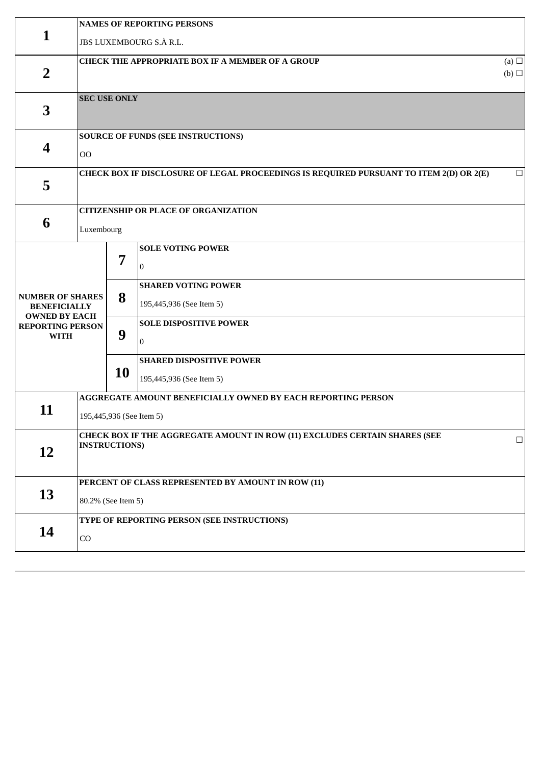| | | | |
|---|---|---|---|
| **1** | **NAMES OF REPORTING PERSONS**<br><br>JBS LUXEMBOURG S.À R.L. | | |
| **2** | **CHECK THE APPROPRIATE BOX IF A MEMBER OF A GROUP** (a) ☐ (b) ☐ | | |
| **3** | **SEC USE ONLY** | | |
| **4** | **SOURCE OF FUNDS (SEE INSTRUCTIONS)**<br><br>OO | | |
| **5** | **CHECK BOX IF DISCLOSURE OF LEGAL PROCEEDINGS IS REQUIRED PURSUANT TO ITEM 2(D) OR 2(E)** ☐ | | |
| **6** | **CITIZENSHIP OR PLACE OF ORGANIZATION**<br><br>Luxembourg | | |
| **NUMBER OF SHARES BENEFICIALLY OWNED BY EACH REPORTING PERSON WITH** | **7** | **SOLE VOTING POWER**<br><br>0 | |
| | **8** | **SHARED VOTING POWER**<br><br>195,445,936 (See Item 5) | |
| | **9** | **SOLE DISPOSITIVE POWER**<br><br>0 | |
| | **10** | **SHARED DISPOSITIVE POWER**<br><br>195,445,936 (See Item 5) | |
| **11** | **AGGREGATE AMOUNT BENEFICIALLY OWNED BY EACH REPORTING PERSON**<br><br>195,445,936 (See Item 5) | | |
| **12** | **CHECK BOX IF THE AGGREGATE AMOUNT IN ROW (11) EXCLUDES CERTAIN SHARES (SEE INSTRUCTIONS)** ☐ | | |
| **13** | **PERCENT OF CLASS REPRESENTED BY AMOUNT IN ROW (11)**<br><br>80.2% (See Item 5) | | |
| **14** | **TYPE OF REPORTING PERSON (SEE INSTRUCTIONS)**<br><br>CO | | |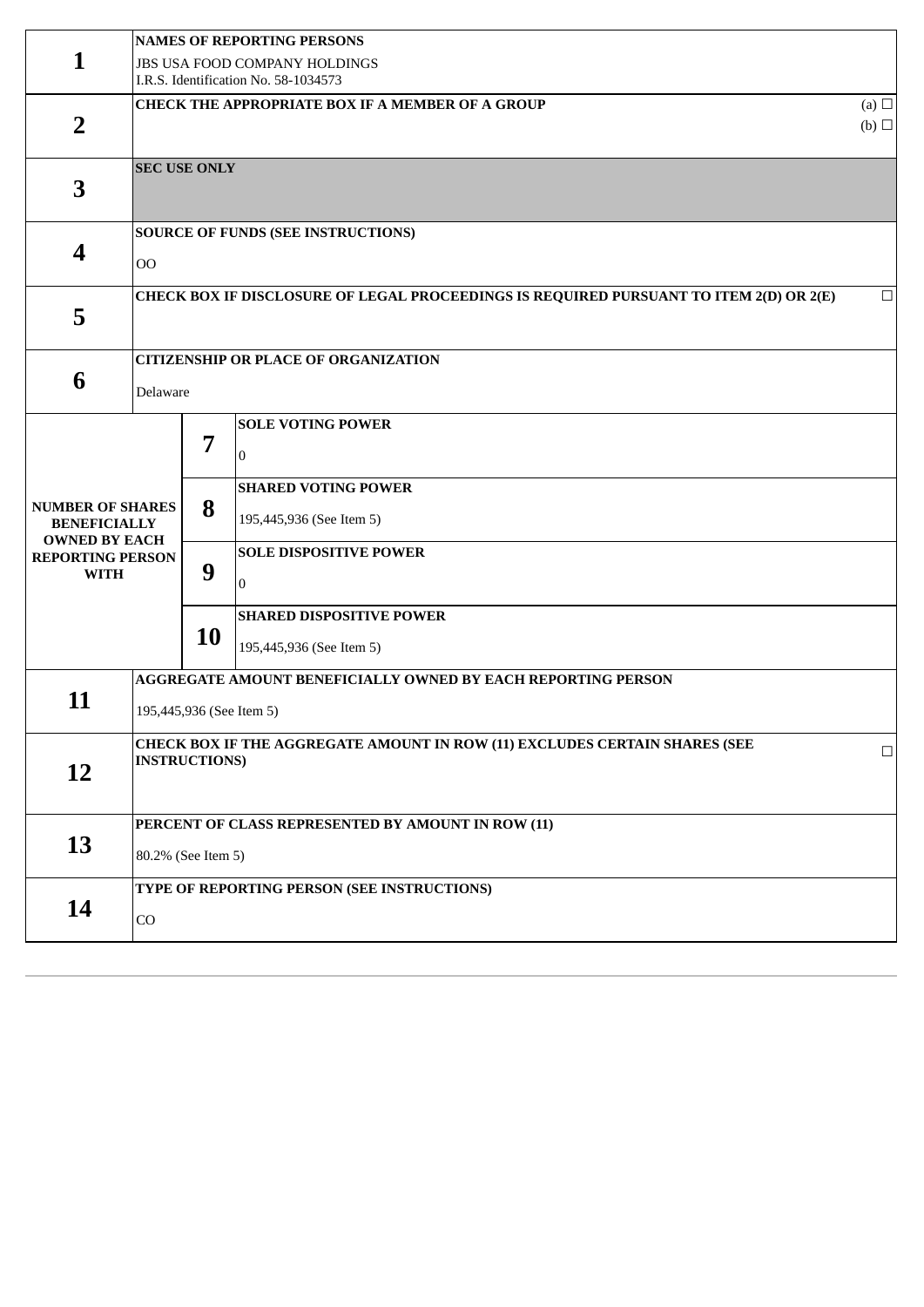| | | | |
|---|---|---|---|
| 1 | NAMES OF REPORTING PERSONS<br>JBS USA FOOD COMPANY HOLDINGS<br>I.R.S. Identification No. 58-1034573 | | |
| 2 | CHECK THE APPROPRIATE BOX IF A MEMBER OF A GROUP | | (a) ☐<br>(b) ☐ |
| 3 | SEC USE ONLY | | |
| 4 | SOURCE OF FUNDS (SEE INSTRUCTIONS)<br>OO | | |
| 5 | CHECK BOX IF DISCLOSURE OF LEGAL PROCEEDINGS IS REQUIRED PURSUANT TO ITEM 2(D) OR 2(E) | | ☐ |
| 6 | CITIZENSHIP OR PLACE OF ORGANIZATION<br>Delaware | | |
| NUMBER OF SHARES BENEFICIALLY OWNED BY EACH REPORTING PERSON WITH | 7 | SOLE VOTING POWER<br>0 | |
| | 8 | SHARED VOTING POWER<br>195,445,936 (See Item 5) | |
| | 9 | SOLE DISPOSITIVE POWER<br>0 | |
| | 10 | SHARED DISPOSITIVE POWER<br>195,445,936 (See Item 5) | |
| 11 | AGGREGATE AMOUNT BENEFICIALLY OWNED BY EACH REPORTING PERSON<br>195,445,936 (See Item 5) | | |
| 12 | CHECK BOX IF THE AGGREGATE AMOUNT IN ROW (11) EXCLUDES CERTAIN SHARES (SEE INSTRUCTIONS) | | ☐ |
| 13 | PERCENT OF CLASS REPRESENTED BY AMOUNT IN ROW (11)<br>80.2% (See Item 5) | | |
| 14 | TYPE OF REPORTING PERSON (SEE INSTRUCTIONS)<br>CO | | |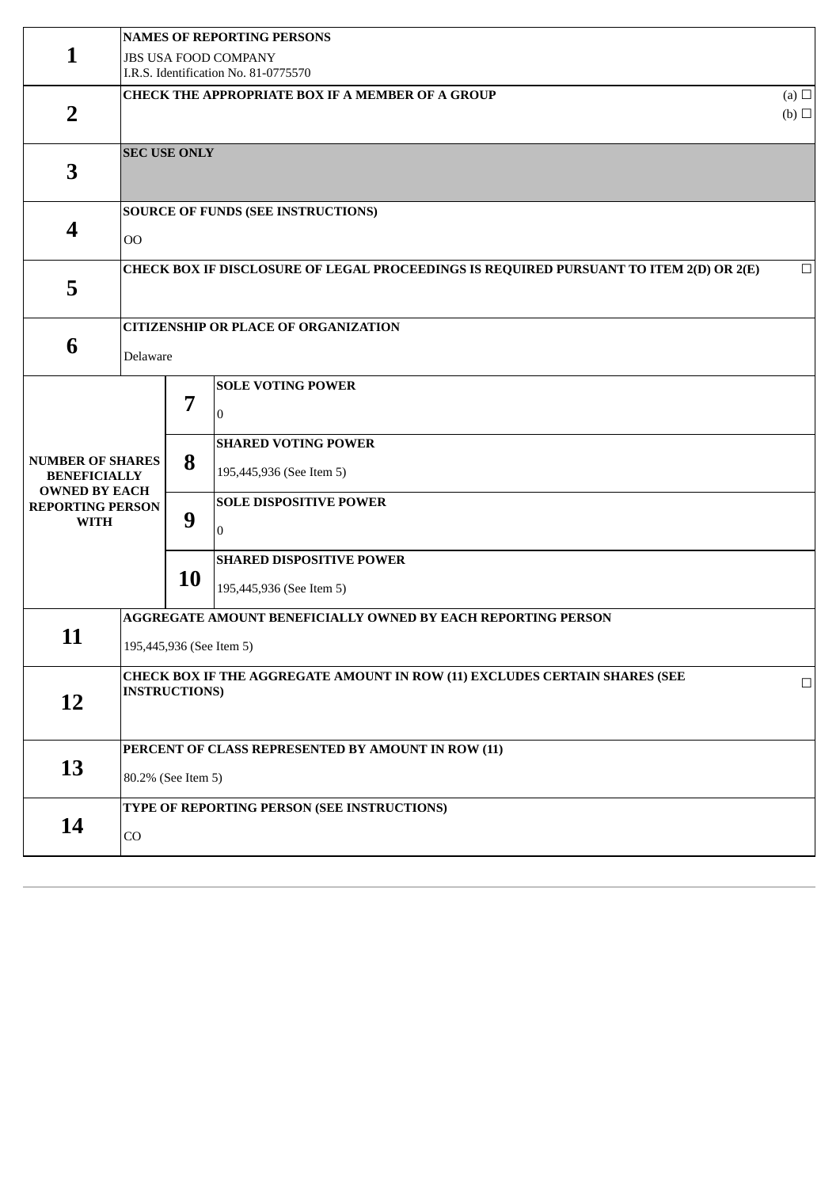| | | | |
|---|---|---|---|
| **1** | **NAMES OF REPORTING PERSONS**<br>JBS USA FOOD COMPANY<br>I.R.S. Identification No. 81-0775570 | | |
| **2** | **CHECK THE APPROPRIATE BOX IF A MEMBER OF A GROUP** (a) ☐ (b) ☐ | | |
| **3** | **SEC USE ONLY** | | |
| **4** | **SOURCE OF FUNDS (SEE INSTRUCTIONS)**<br>OO | | |
| **5** | **CHECK BOX IF DISCLOSURE OF LEGAL PROCEEDINGS IS REQUIRED PURSUANT TO ITEM 2(D) OR 2(E)** ☐ | | |
| **6** | **CITIZENSHIP OR PLACE OF ORGANIZATION**<br>Delaware | | |
| **NUMBER OF SHARES BENEFICIALLY OWNED BY EACH REPORTING PERSON WITH** | | **7** | **SOLE VOTING POWER**<br>0 |
| | | **8** | **SHARED VOTING POWER**<br>195,445,936 (See Item 5) |
| | | **9** | **SOLE DISPOSITIVE POWER**<br>0 |
| | | **10** | **SHARED DISPOSITIVE POWER**<br>195,445,936 (See Item 5) |
| **11** | **AGGREGATE AMOUNT BENEFICIALLY OWNED BY EACH REPORTING PERSON**<br>195,445,936 (See Item 5) | | |
| **12** | **CHECK BOX IF THE AGGREGATE AMOUNT IN ROW (11) EXCLUDES CERTAIN SHARES (SEE INSTRUCTIONS)** ☐ | | |
| **13** | **PERCENT OF CLASS REPRESENTED BY AMOUNT IN ROW (11)**<br>80.2% (See Item 5) | | |
| **14** | **TYPE OF REPORTING PERSON (SEE INSTRUCTIONS)**<br>CO | | |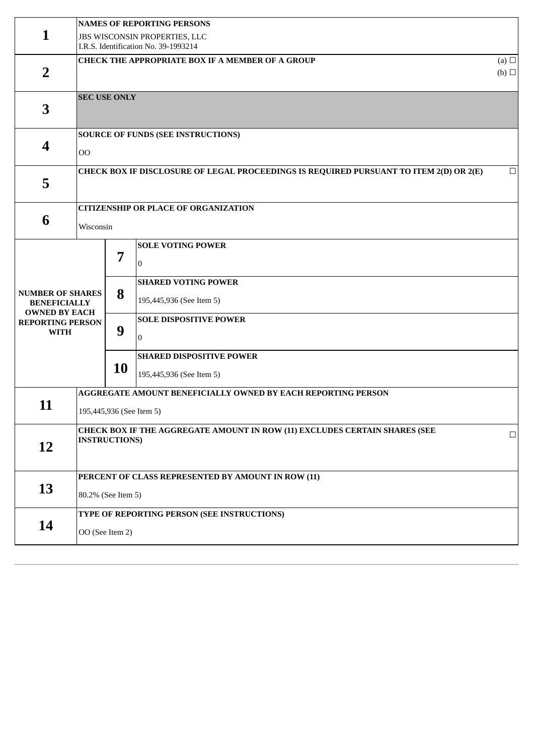| | | | |
|---|---|---|---|
| **1** | **NAMES OF REPORTING PERSONS**<br>JBS WISCONSIN PROPERTIES, LLC<br>I.R.S. Identification No. 39-1993214 | | |
| **2** | **CHECK THE APPROPRIATE BOX IF A MEMBER OF A GROUP** (a) ☐ (b) ☐ | | |
| **3** | **SEC USE ONLY** | | |
| **4** | **SOURCE OF FUNDS (SEE INSTRUCTIONS)**<br>OO | | |
| **5** | **CHECK BOX IF DISCLOSURE OF LEGAL PROCEEDINGS IS REQUIRED PURSUANT TO ITEM 2(D) OR 2(E)** ☐ | | |
| **6** | **CITIZENSHIP OR PLACE OF ORGANIZATION**<br>Wisconsin | | |
| **NUMBER OF SHARES BENEFICIALLY OWNED BY EACH REPORTING PERSON WITH** | | **7** | **SOLE VOTING POWER**<br>0 |
| | | **8** | **SHARED VOTING POWER**<br>195,445,936 (See Item 5) |
| | | **9** | **SOLE DISPOSITIVE POWER**<br>0 |
| | | **10** | **SHARED DISPOSITIVE POWER**<br>195,445,936 (See Item 5) |
| **11** | **AGGREGATE AMOUNT BENEFICIALLY OWNED BY EACH REPORTING PERSON**<br>195,445,936 (See Item 5) | | |
| **12** | **CHECK BOX IF THE AGGREGATE AMOUNT IN ROW (11) EXCLUDES CERTAIN SHARES (SEE INSTRUCTIONS)** ☐ | | |
| **13** | **PERCENT OF CLASS REPRESENTED BY AMOUNT IN ROW (11)**<br>80.2% (See Item 5) | | |
| **14** | **TYPE OF REPORTING PERSON (SEE INSTRUCTIONS)**<br>OO (See Item 2) | | |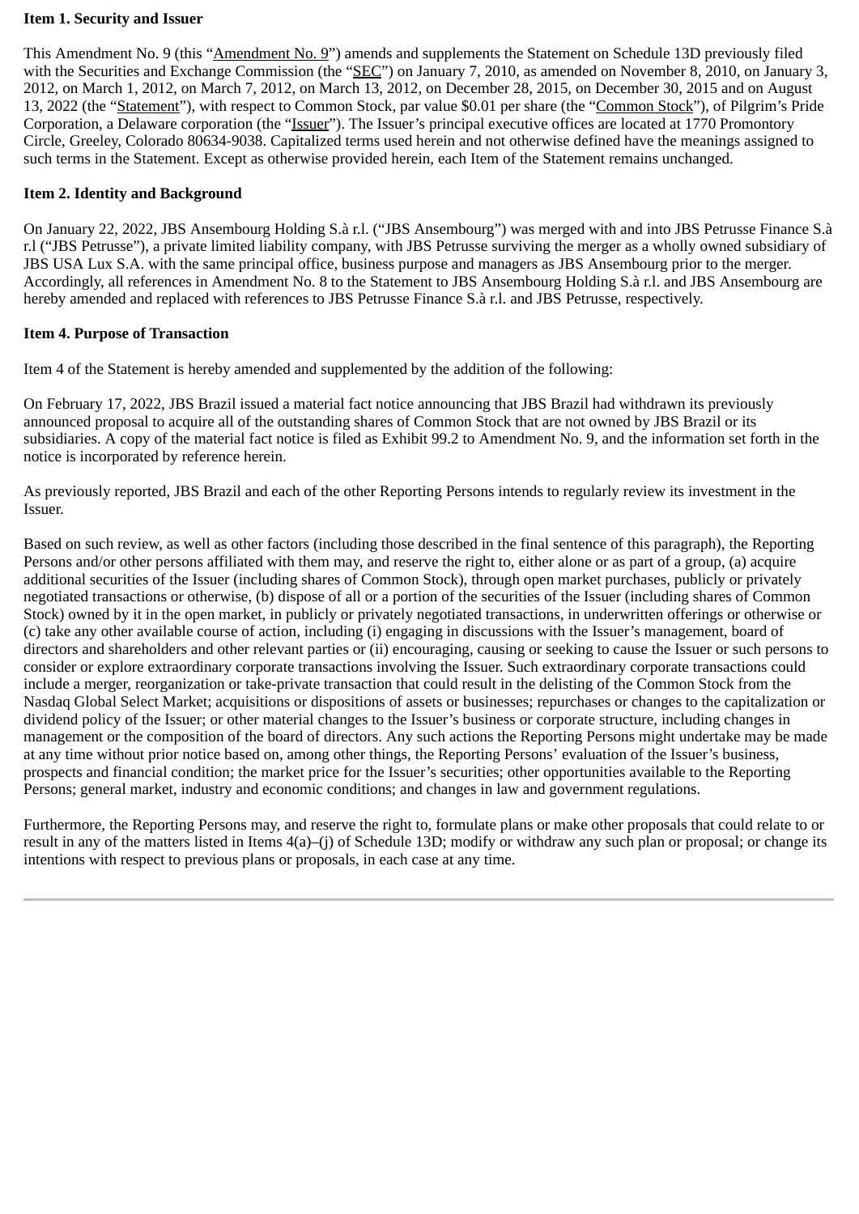**Item 1. Security and Issuer**

This Amendment No. 9 (this "Amendment No. 9") amends and supplements the Statement on Schedule 13D previously filed with the Securities and Exchange Commission (the "SEC") on January 7, 2010, as amended on November 8, 2010, on January 3, 2012, on March 1, 2012, on March 7, 2012, on March 13, 2012, on December 28, 2015, on December 30, 2015 and on August 13, 2022 (the "Statement"), with respect to Common Stock, par value $0.01 per share (the "Common Stock"), of Pilgrim's Pride Corporation, a Delaware corporation (the "Issuer"). The Issuer's principal executive offices are located at 1770 Promontory Circle, Greeley, Colorado 80634-9038. Capitalized terms used herein and not otherwise defined have the meanings assigned to such terms in the Statement. Except as otherwise provided herein, each Item of the Statement remains unchanged.

**Item 2. Identity and Background**

On January 22, 2022, JBS Ansembourg Holding S.à r.l. ("JBS Ansembourg") was merged with and into JBS Petrusse Finance S.à r.l ("JBS Petrusse"), a private limited liability company, with JBS Petrusse surviving the merger as a wholly owned subsidiary of JBS USA Lux S.A. with the same principal office, business purpose and managers as JBS Ansembourg prior to the merger. Accordingly, all references in Amendment No. 8 to the Statement to JBS Ansembourg Holding S.à r.l. and JBS Ansembourg are hereby amended and replaced with references to JBS Petrusse Finance S.à r.l. and JBS Petrusse, respectively.

**Item 4. Purpose of Transaction**

Item 4 of the Statement is hereby amended and supplemented by the addition of the following:

On February 17, 2022, JBS Brazil issued a material fact notice announcing that JBS Brazil had withdrawn its previously announced proposal to acquire all of the outstanding shares of Common Stock that are not owned by JBS Brazil or its subsidiaries. A copy of the material fact notice is filed as Exhibit 99.2 to Amendment No. 9, and the information set forth in the notice is incorporated by reference herein.

As previously reported, JBS Brazil and each of the other Reporting Persons intends to regularly review its investment in the Issuer.

Based on such review, as well as other factors (including those described in the final sentence of this paragraph), the Reporting Persons and/or other persons affiliated with them may, and reserve the right to, either alone or as part of a group, (a) acquire additional securities of the Issuer (including shares of Common Stock), through open market purchases, publicly or privately negotiated transactions or otherwise, (b) dispose of all or a portion of the securities of the Issuer (including shares of Common Stock) owned by it in the open market, in publicly or privately negotiated transactions, in underwritten offerings or otherwise or (c) take any other available course of action, including (i) engaging in discussions with the Issuer's management, board of directors and shareholders and other relevant parties or (ii) encouraging, causing or seeking to cause the Issuer or such persons to consider or explore extraordinary corporate transactions involving the Issuer. Such extraordinary corporate transactions could include a merger, reorganization or take-private transaction that could result in the delisting of the Common Stock from the Nasdaq Global Select Market; acquisitions or dispositions of assets or businesses; repurchases or changes to the capitalization or dividend policy of the Issuer; or other material changes to the Issuer's business or corporate structure, including changes in management or the composition of the board of directors. Any such actions the Reporting Persons might undertake may be made at any time without prior notice based on, among other things, the Reporting Persons' evaluation of the Issuer's business, prospects and financial condition; the market price for the Issuer's securities; other opportunities available to the Reporting Persons; general market, industry and economic conditions; and changes in law and government regulations.

Furthermore, the Reporting Persons may, and reserve the right to, formulate plans or make other proposals that could relate to or result in any of the matters listed in Items 4(a)–(j) of Schedule 13D; modify or withdraw any such plan or proposal; or change its intentions with respect to previous plans or proposals, in each case at any time.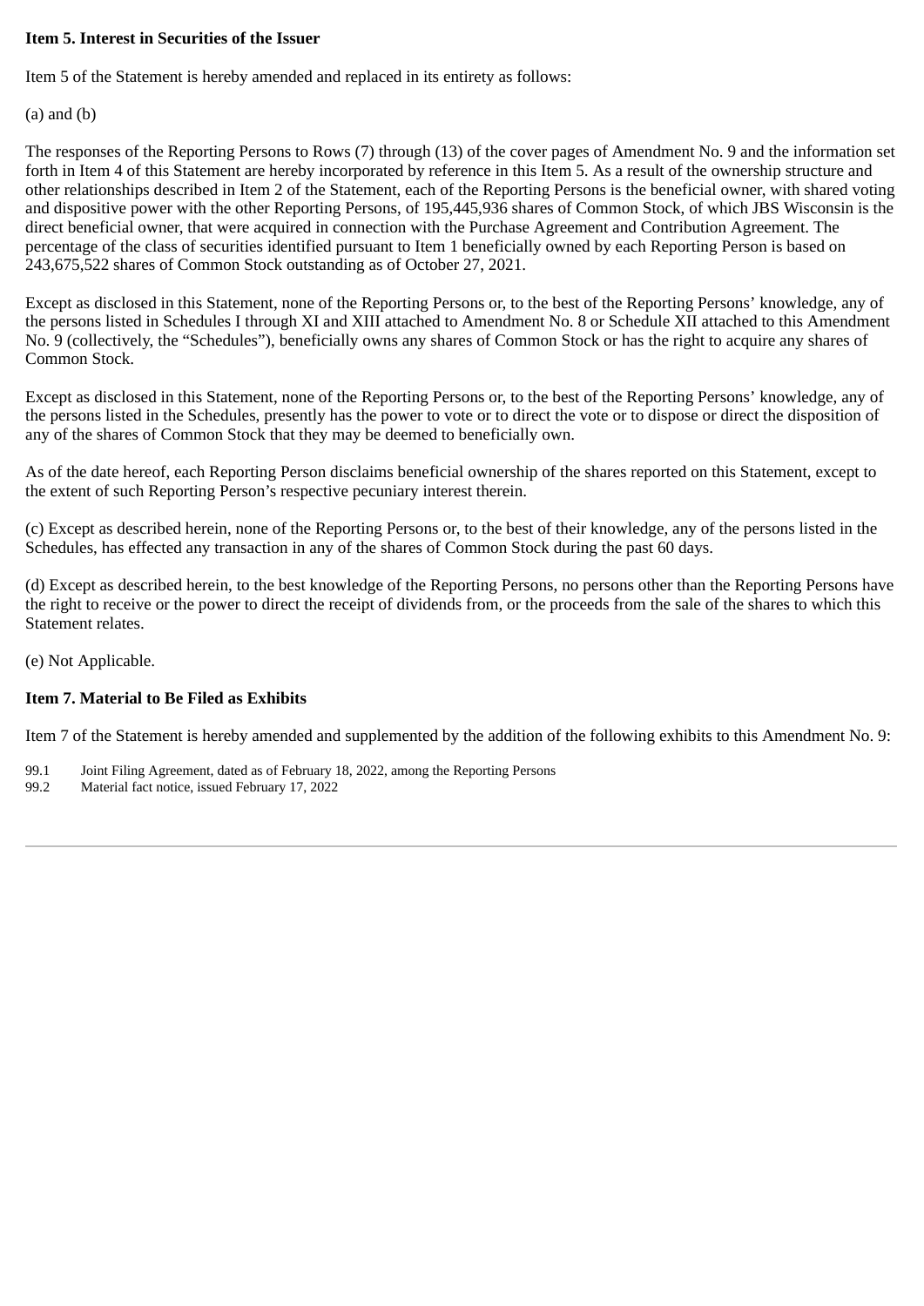**Item 5. Interest in Securities of the Issuer**

Item 5 of the Statement is hereby amended and replaced in its entirety as follows:

(a) and (b)

The responses of the Reporting Persons to Rows (7) through (13) of the cover pages of Amendment No. 9 and the information set forth in Item 4 of this Statement are hereby incorporated by reference in this Item 5. As a result of the ownership structure and other relationships described in Item 2 of the Statement, each of the Reporting Persons is the beneficial owner, with shared voting and dispositive power with the other Reporting Persons, of 195,445,936 shares of Common Stock, of which JBS Wisconsin is the direct beneficial owner, that were acquired in connection with the Purchase Agreement and Contribution Agreement. The percentage of the class of securities identified pursuant to Item 1 beneficially owned by each Reporting Person is based on 243,675,522 shares of Common Stock outstanding as of October 27, 2021.

Except as disclosed in this Statement, none of the Reporting Persons or, to the best of the Reporting Persons' knowledge, any of the persons listed in Schedules I through XI and XIII attached to Amendment No. 8 or Schedule XII attached to this Amendment No. 9 (collectively, the "Schedules"), beneficially owns any shares of Common Stock or has the right to acquire any shares of Common Stock.

Except as disclosed in this Statement, none of the Reporting Persons or, to the best of the Reporting Persons' knowledge, any of the persons listed in the Schedules, presently has the power to vote or to direct the vote or to dispose or direct the disposition of any of the shares of Common Stock that they may be deemed to beneficially own.

As of the date hereof, each Reporting Person disclaims beneficial ownership of the shares reported on this Statement, except to the extent of such Reporting Person's respective pecuniary interest therein.

(c) Except as described herein, none of the Reporting Persons or, to the best of their knowledge, any of the persons listed in the Schedules, has effected any transaction in any of the shares of Common Stock during the past 60 days.

(d) Except as described herein, to the best knowledge of the Reporting Persons, no persons other than the Reporting Persons have the right to receive or the power to direct the receipt of dividends from, or the proceeds from the sale of the shares to which this Statement relates.

(e) Not Applicable.

**Item 7. Material to Be Filed as Exhibits**

Item 7 of the Statement is hereby amended and supplemented by the addition of the following exhibits to this Amendment No. 9:

99.1 Joint Filing Agreement, dated as of February 18, 2022, among the Reporting Persons

99.2 Material fact notice, issued February 17, 2022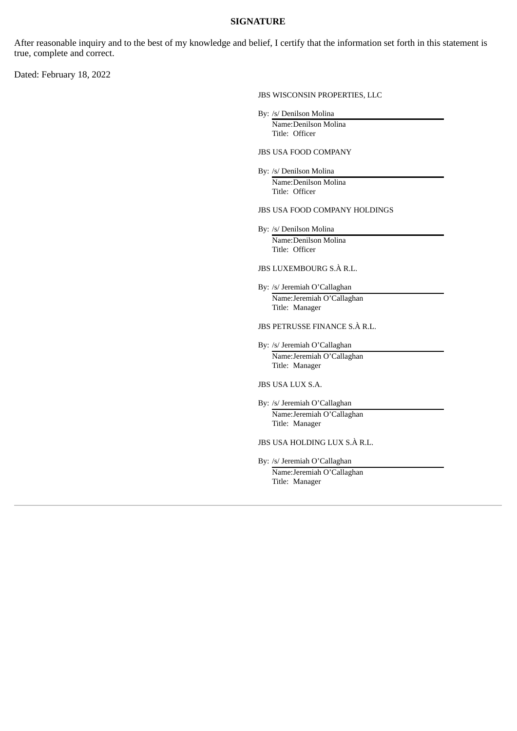**SIGNATURE**

After reasonable inquiry and to the best of my knowledge and belief, I certify that the information set forth in this statement is true, complete and correct.

Dated: February 18, 2022

JBS WISCONSIN PROPERTIES, LLC

By: /s/ Denilson Molina
Name: Denilson Molina
Title: Officer

JBS USA FOOD COMPANY

By: /s/ Denilson Molina
Name: Denilson Molina
Title: Officer

JBS USA FOOD COMPANY HOLDINGS

By: /s/ Denilson Molina
Name: Denilson Molina
Title: Officer

JBS LUXEMBOURG S.À R.L.

By: /s/ Jeremiah O'Callaghan
Name: Jeremiah O'Callaghan
Title: Manager

JBS PETRUSSE FINANCE S.À R.L.

By: /s/ Jeremiah O'Callaghan
Name: Jeremiah O'Callaghan
Title: Manager

JBS USA LUX S.A.

By: /s/ Jeremiah O'Callaghan
Name: Jeremiah O'Callaghan
Title: Manager

JBS USA HOLDING LUX S.À R.L.

By: /s/ Jeremiah O'Callaghan
Name: Jeremiah O'Callaghan
Title: Manager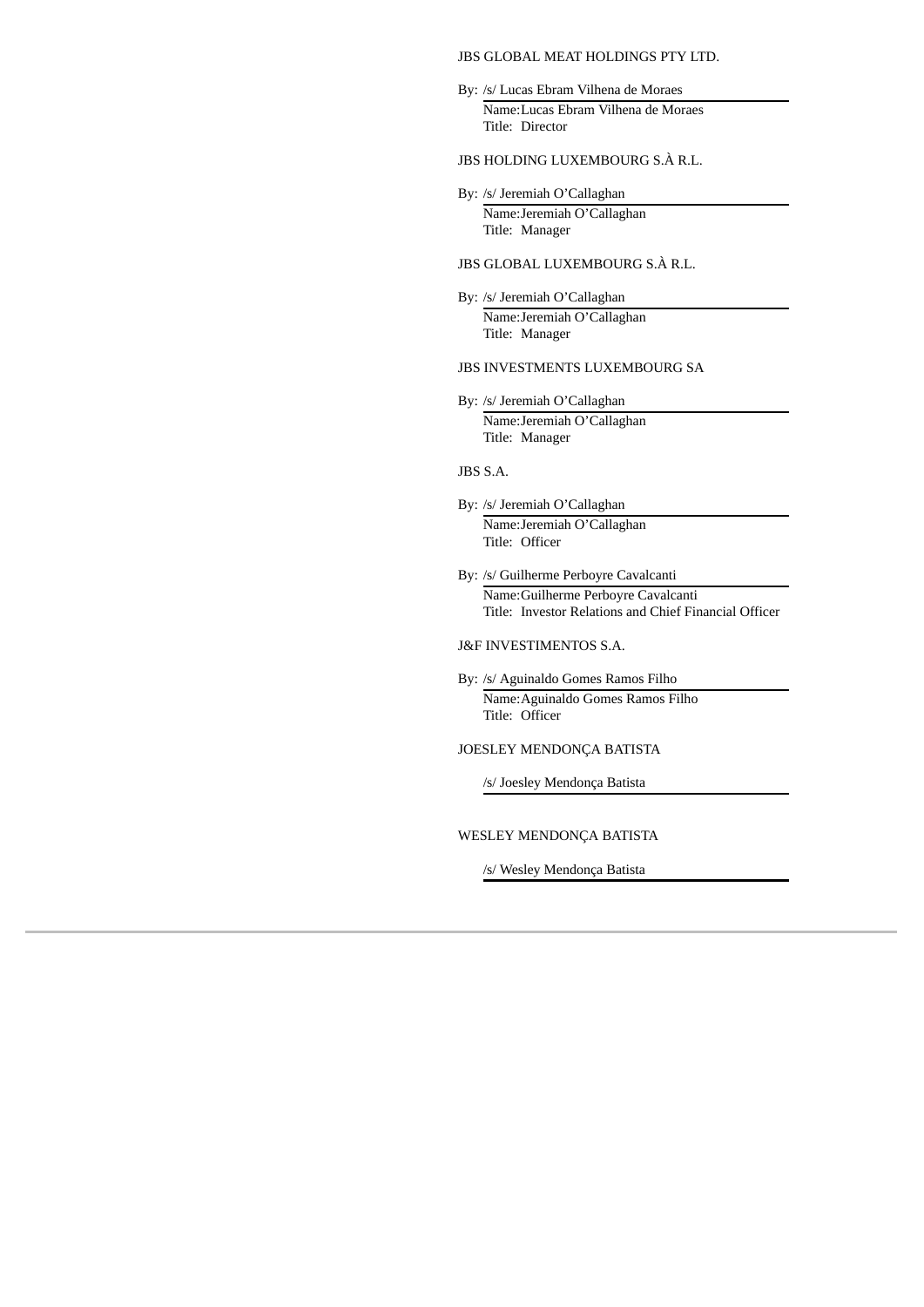JBS GLOBAL MEAT HOLDINGS PTY LTD.

By: /s/ Lucas Ebram Vilhena de Moraes
Name: Lucas Ebram Vilhena de Moraes
Title: Director

JBS HOLDING LUXEMBOURG S.À R.L.

By: /s/ Jeremiah O'Callaghan
Name: Jeremiah O'Callaghan
Title: Manager

JBS GLOBAL LUXEMBOURG S.À R.L.

By: /s/ Jeremiah O'Callaghan
Name: Jeremiah O'Callaghan
Title: Manager

JBS INVESTMENTS LUXEMBOURG SA

By: /s/ Jeremiah O'Callaghan
Name: Jeremiah O'Callaghan
Title: Manager

JBS S.A.

By: /s/ Jeremiah O'Callaghan
Name: Jeremiah O'Callaghan
Title: Officer

By: /s/ Guilherme Perboyre Cavalcanti
Name: Guilherme Perboyre Cavalcanti
Title: Investor Relations and Chief Financial Officer

J&F INVESTIMENTOS S.A.

By: /s/ Aguinaldo Gomes Ramos Filho
Name: Aguinaldo Gomes Ramos Filho
Title: Officer

JOESLEY MENDONÇA BATISTA

/s/ Joesley Mendonça Batista

WESLEY MENDONÇA BATISTA

/s/ Wesley Mendonça Batista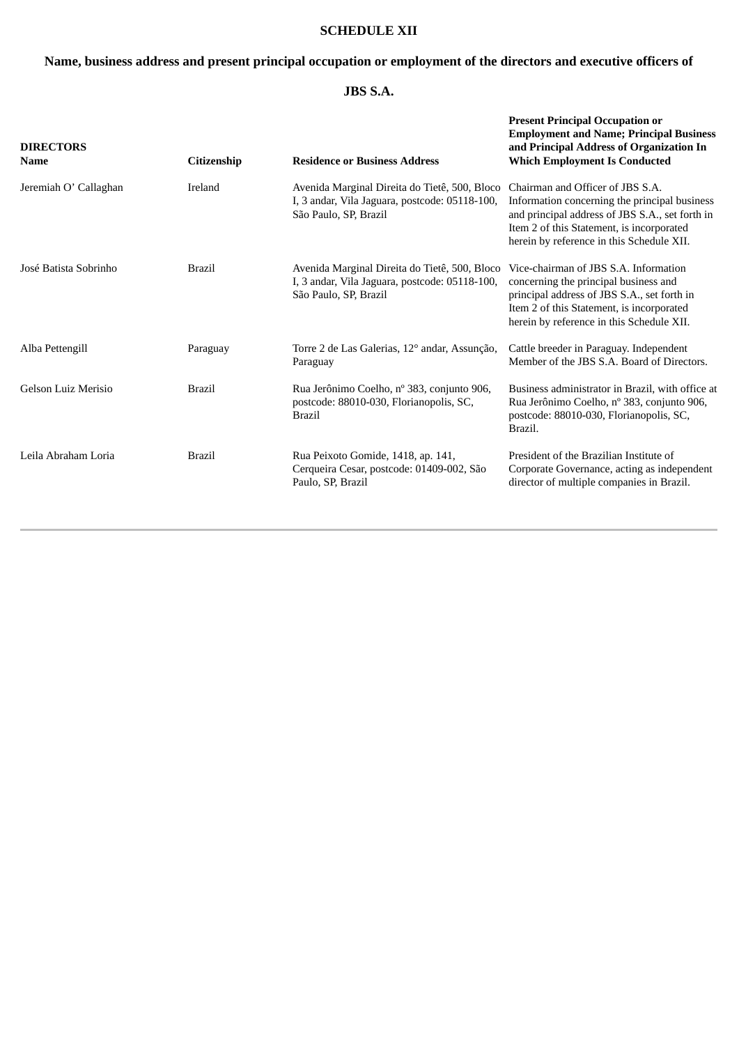# SCHEDULE XII

## Name, business address and present principal occupation or employment of the directors and executive officers of

## JBS S.A.

| DIRECTORS<br>Name | Citizenship | Residence or Business Address | Present Principal Occupation or Employment and Name; Principal Business and Principal Address of Organization In Which Employment Is Conducted |
|---|---|---|---|
| Jeremiah O' Callaghan | Ireland | Avenida Marginal Direita do Tietê, 500, Bloco I, 3 andar, Vila Jaguara, postcode: 05118-100, São Paulo, SP, Brazil | Chairman and Officer of JBS S.A. Information concerning the principal business and principal address of JBS S.A., set forth in Item 2 of this Statement, is incorporated herein by reference in this Schedule XII. |
| José Batista Sobrinho | Brazil | Avenida Marginal Direita do Tietê, 500, Bloco I, 3 andar, Vila Jaguara, postcode: 05118-100, São Paulo, SP, Brazil | Vice-chairman of JBS S.A. Information concerning the principal business and principal address of JBS S.A., set forth in Item 2 of this Statement, is incorporated herein by reference in this Schedule XII. |
| Alba Pettengill | Paraguay | Torre 2 de Las Galerias, 12° andar, Assunção, Paraguay | Cattle breeder in Paraguay. Independent Member of the JBS S.A. Board of Directors. |
| Gelson Luiz Merisio | Brazil | Rua Jerônimo Coelho, nº 383, conjunto 906, postcode: 88010-030, Florianopolis, SC, Brazil | Business administrator in Brazil, with office at Rua Jerônimo Coelho, nº 383, conjunto 906, postcode: 88010-030, Florianopolis, SC, Brazil. |
| Leila Abraham Loria | Brazil | Rua Peixoto Gomide, 1418, ap. 141, Cerqueira Cesar, postcode: 01409-002, São Paulo, SP, Brazil | President of the Brazilian Institute of Corporate Governance, acting as independent director of multiple companies in Brazil. |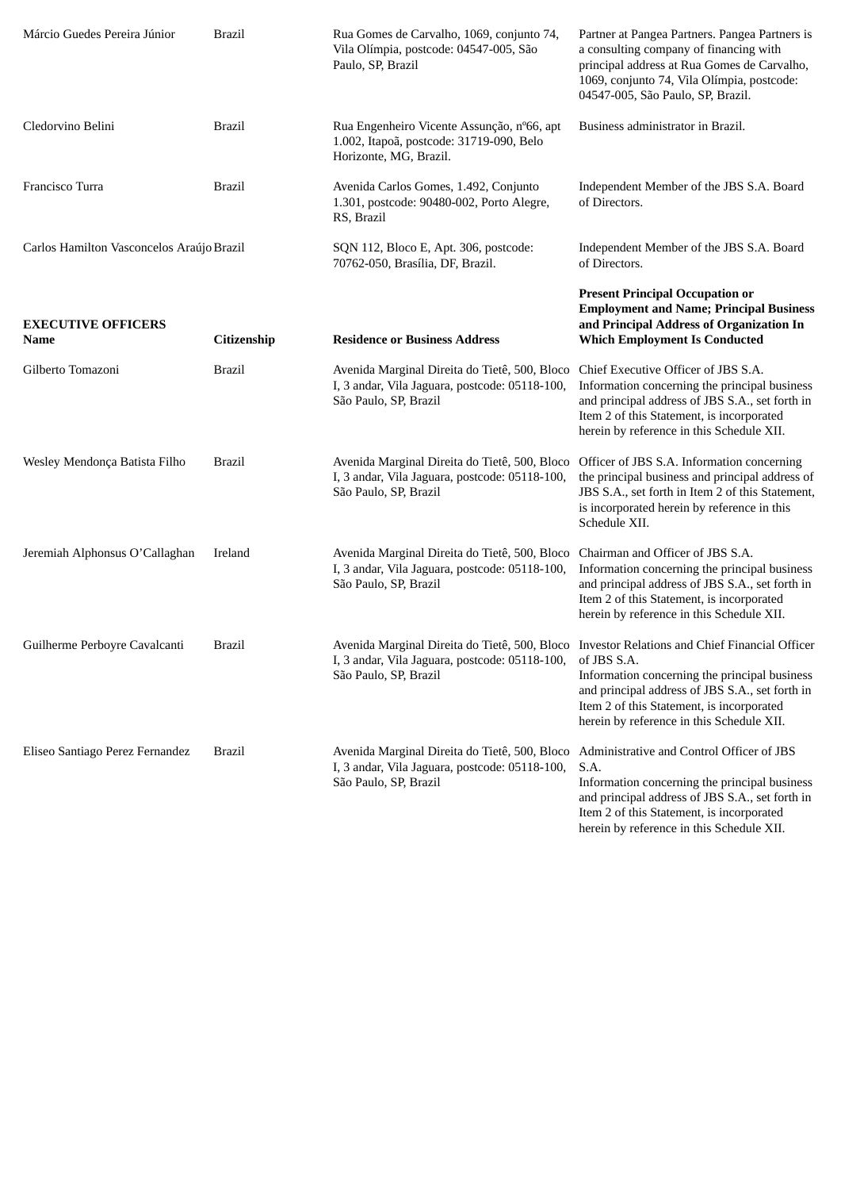| | | | |
|---|---|---|---|
| Márcio Guedes Pereira Júnior | Brazil | Rua Gomes de Carvalho, 1069, conjunto 74, Vila Olímpia, postcode: 04547-005, São Paulo, SP, Brazil | Partner at Pangea Partners. Pangea Partners is a consulting company of financing with principal address at Rua Gomes de Carvalho, 1069, conjunto 74, Vila Olímpia, postcode: 04547-005, São Paulo, SP, Brazil. |
| Cledorvino Belini | Brazil | Rua Engenheiro Vicente Assunção, nº66, apt 1.002, Itapoã, postcode: 31719-090, Belo Horizonte, MG, Brazil. | Business administrator in Brazil. |
| Francisco Turra | Brazil | Avenida Carlos Gomes, 1.492, Conjunto 1.301, postcode: 90480-002, Porto Alegre, RS, Brazil | Independent Member of the JBS S.A. Board of Directors. |
| Carlos Hamilton Vasconcelos Araújo | Brazil | SQN 112, Bloco E, Apt. 306, postcode: 70762-050, Brasília, DF, Brazil. | Independent Member of the JBS S.A. Board of Directors. |

| **EXECUTIVE OFFICERS Name** | **Citizenship** | **Residence or Business Address** | **Present Principal Occupation or Employment and Name; Principal Business and Principal Address of Organization In Which Employment Is Conducted** |
|---|---|---|---|
| Gilberto Tomazoni | Brazil | Avenida Marginal Direita do Tietê, 500, Bloco I, 3 andar, Vila Jaguara, postcode: 05118-100, São Paulo, SP, Brazil | Chief Executive Officer of JBS S.A. Information concerning the principal business and principal address of JBS S.A., set forth in Item 2 of this Statement, is incorporated herein by reference in this Schedule XII. |
| Wesley Mendonça Batista Filho | Brazil | Avenida Marginal Direita do Tietê, 500, Bloco I, 3 andar, Vila Jaguara, postcode: 05118-100, São Paulo, SP, Brazil | Officer of JBS S.A. Information concerning the principal business and principal address of JBS S.A., set forth in Item 2 of this Statement, is incorporated herein by reference in this Schedule XII. |
| Jeremiah Alphonsus O'Callaghan | Ireland | Avenida Marginal Direita do Tietê, 500, Bloco I, 3 andar, Vila Jaguara, postcode: 05118-100, São Paulo, SP, Brazil | Chairman and Officer of JBS S.A. Information concerning the principal business and principal address of JBS S.A., set forth in Item 2 of this Statement, is incorporated herein by reference in this Schedule XII. |
| Guilherme Perboyre Cavalcanti | Brazil | Avenida Marginal Direita do Tietê, 500, Bloco I, 3 andar, Vila Jaguara, postcode: 05118-100, São Paulo, SP, Brazil | Investor Relations and Chief Financial Officer of JBS S.A. Information concerning the principal business and principal address of JBS S.A., set forth in Item 2 of this Statement, is incorporated herein by reference in this Schedule XII. |
| Eliseo Santiago Perez Fernandez | Brazil | Avenida Marginal Direita do Tietê, 500, Bloco I, 3 andar, Vila Jaguara, postcode: 05118-100, São Paulo, SP, Brazil | Administrative and Control Officer of JBS S.A. Information concerning the principal business and principal address of JBS S.A., set forth in Item 2 of this Statement, is incorporated herein by reference in this Schedule XII. |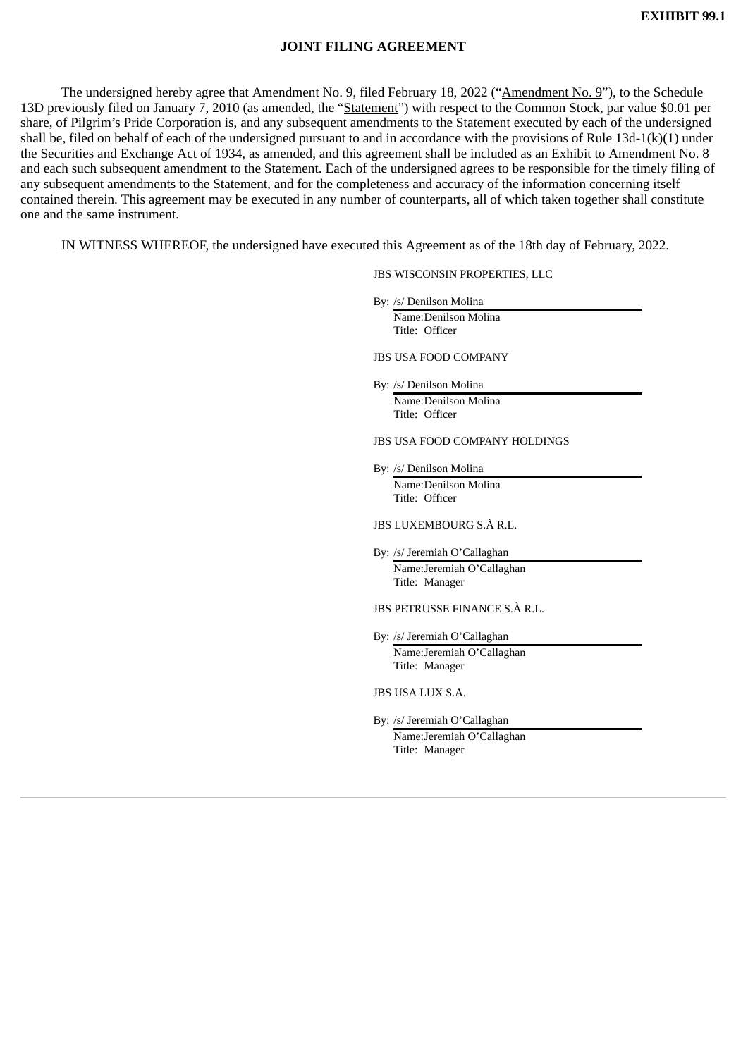**EXHIBIT 99.1**

**JOINT FILING AGREEMENT**

The undersigned hereby agree that Amendment No. 9, filed February 18, 2022 ("Amendment No. 9"), to the Schedule 13D previously filed on January 7, 2010 (as amended, the "Statement") with respect to the Common Stock, par value $0.01 per share, of Pilgrim's Pride Corporation is, and any subsequent amendments to the Statement executed by each of the undersigned shall be, filed on behalf of each of the undersigned pursuant to and in accordance with the provisions of Rule 13d-1(k)(1) under the Securities and Exchange Act of 1934, as amended, and this agreement shall be included as an Exhibit to Amendment No. 8 and each such subsequent amendment to the Statement. Each of the undersigned agrees to be responsible for the timely filing of any subsequent amendments to the Statement, and for the completeness and accuracy of the information concerning itself contained therein. This agreement may be executed in any number of counterparts, all of which taken together shall constitute one and the same instrument.

IN WITNESS WHEREOF, the undersigned have executed this Agreement as of the 18th day of February, 2022.

JBS WISCONSIN PROPERTIES, LLC

By: /s/ Denilson Molina
Name: Denilson Molina
Title: Officer

JBS USA FOOD COMPANY

By: /s/ Denilson Molina
Name: Denilson Molina
Title: Officer

JBS USA FOOD COMPANY HOLDINGS

By: /s/ Denilson Molina
Name: Denilson Molina
Title: Officer

JBS LUXEMBOURG S.À R.L.

By: /s/ Jeremiah O'Callaghan
Name: Jeremiah O'Callaghan
Title: Manager

JBS PETRUSSE FINANCE S.À R.L.

By: /s/ Jeremiah O'Callaghan
Name: Jeremiah O'Callaghan
Title: Manager

JBS USA LUX S.A.

By: /s/ Jeremiah O'Callaghan
Name: Jeremiah O'Callaghan
Title: Manager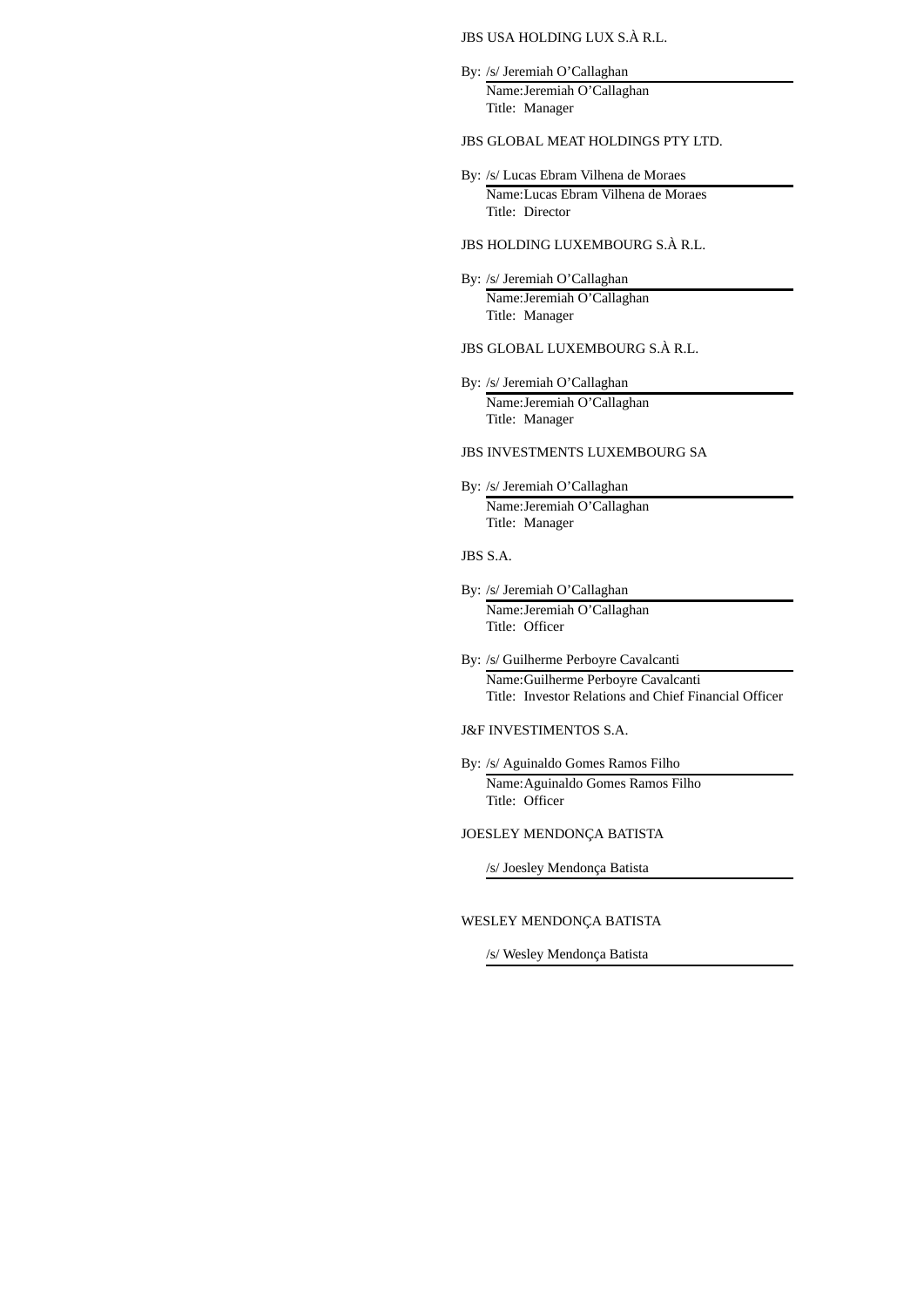JBS USA HOLDING LUX S.À R.L.

By: /s/ Jeremiah O'Callaghan
Name: Jeremiah O'Callaghan
Title: Manager

JBS GLOBAL MEAT HOLDINGS PTY LTD.

By: /s/ Lucas Ebram Vilhena de Moraes
Name: Lucas Ebram Vilhena de Moraes
Title: Director

JBS HOLDING LUXEMBOURG S.À R.L.

By: /s/ Jeremiah O'Callaghan
Name: Jeremiah O'Callaghan
Title: Manager

JBS GLOBAL LUXEMBOURG S.À R.L.

By: /s/ Jeremiah O'Callaghan
Name: Jeremiah O'Callaghan
Title: Manager

JBS INVESTMENTS LUXEMBOURG SA

By: /s/ Jeremiah O'Callaghan
Name: Jeremiah O'Callaghan
Title: Manager

JBS S.A.

By: /s/ Jeremiah O'Callaghan
Name: Jeremiah O'Callaghan
Title: Officer

By: /s/ Guilherme Perboyre Cavalcanti
Name: Guilherme Perboyre Cavalcanti
Title: Investor Relations and Chief Financial Officer

J&F INVESTIMENTOS S.A.

By: /s/ Aguinaldo Gomes Ramos Filho
Name: Aguinaldo Gomes Ramos Filho
Title: Officer

JOESLEY MENDONÇA BATISTA

/s/ Joesley Mendonça Batista

WESLEY MENDONÇA BATISTA

/s/ Wesley Mendonça Batista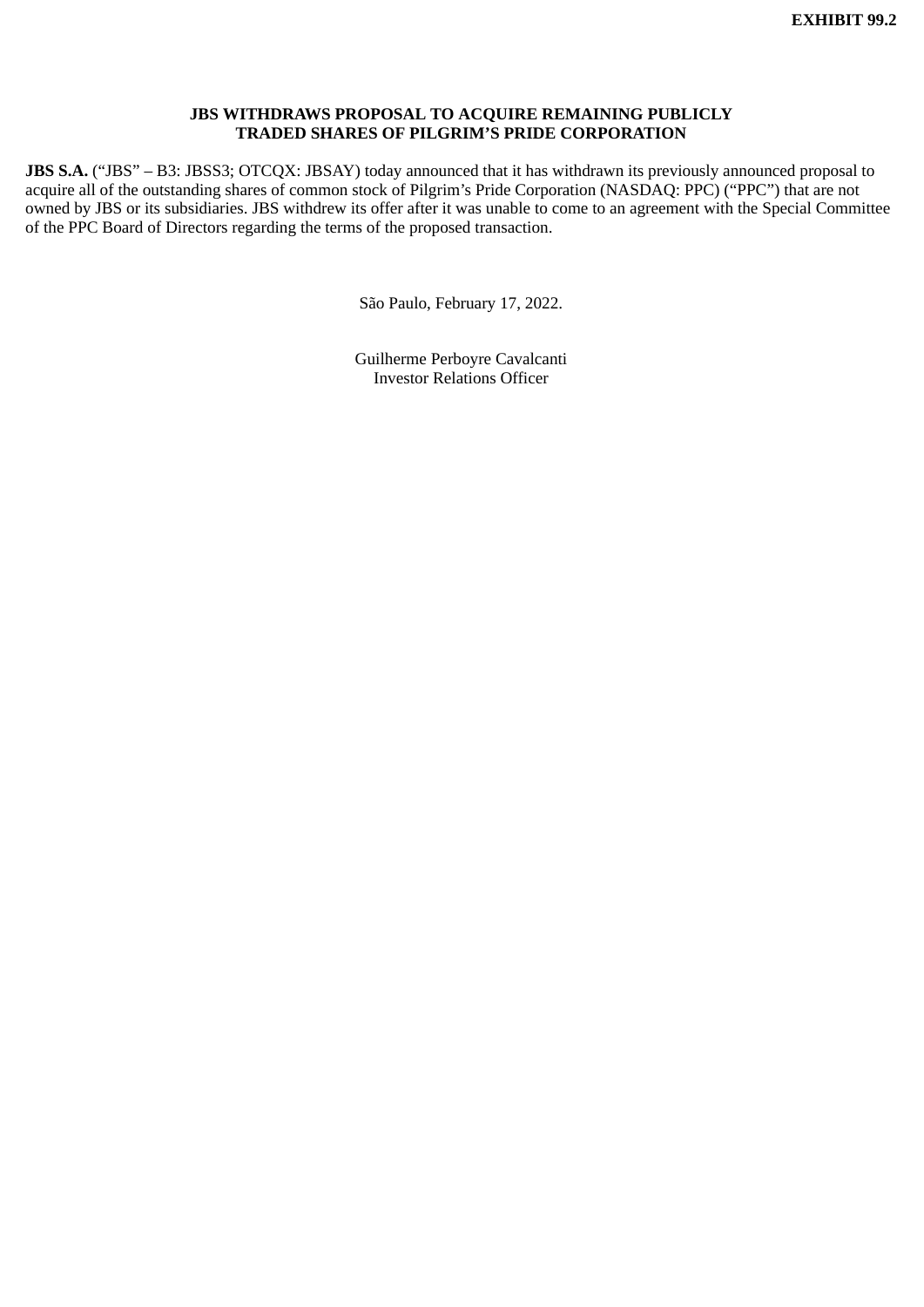**EXHIBIT 99.2**

# JBS WITHDRAWS PROPOSAL TO ACQUIRE REMAINING PUBLICLY TRADED SHARES OF PILGRIM'S PRIDE CORPORATION

**JBS S.A.** ("JBS" – B3: JBSS3; OTCQX: JBSAY) today announced that it has withdrawn its previously announced proposal to acquire all of the outstanding shares of common stock of Pilgrim's Pride Corporation (NASDAQ: PPC) ("PPC") that are not owned by JBS or its subsidiaries. JBS withdrew its offer after it was unable to come to an agreement with the Special Committee of the PPC Board of Directors regarding the terms of the proposed transaction.

São Paulo, February 17, 2022.

Guilherme Perboyre Cavalcanti
Investor Relations Officer